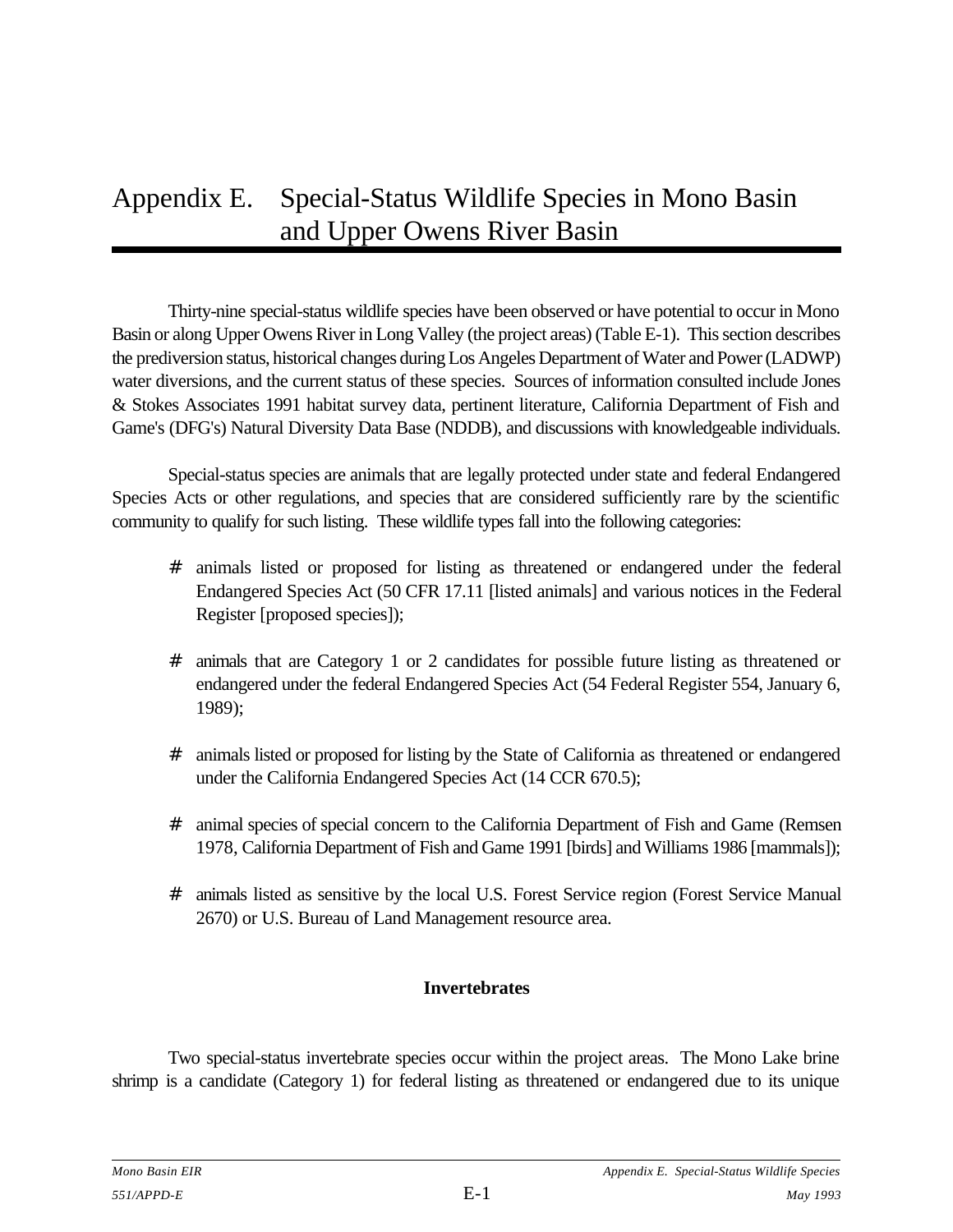# Appendix E. Special-Status Wildlife Species in Mono Basin and Upper Owens River Basin

Thirty-nine special-status wildlife species have been observed or have potential to occur in Mono Basin or along Upper Owens River in Long Valley (the project areas) (Table E-1). This section describes the prediversion status, historical changes during Los Angeles Department of Water and Power (LADWP) water diversions, and the current status of these species. Sources of information consulted include Jones & Stokes Associates 1991 habitat survey data, pertinent literature, California Department of Fish and Game's (DFG's) Natural Diversity Data Base (NDDB), and discussions with knowledgeable individuals.

Special-status species are animals that are legally protected under state and federal Endangered Species Acts or other regulations, and species that are considered sufficiently rare by the scientific community to qualify for such listing. These wildlife types fall into the following categories:

- animals listed or proposed for listing as threatened or endangered under the federal Endangered Species Act (50 CFR 17.11 [listed animals] and various notices in the Federal Register [proposed species]);
- animals that are Category 1 or 2 candidates for possible future listing as threatened or endangered under the federal Endangered Species Act (54 Federal Register 554, January 6, 1989);
- animals listed or proposed for listing by the State of California as threatened or endangered under the California Endangered Species Act (14 CCR 670.5);
- animal species of special concern to the California Department of Fish and Game (Remsen 1978, California Department of Fish and Game 1991 [birds] and Williams 1986 [mammals]);
- animals listed as sensitive by the local U.S. Forest Service region (Forest Service Manual 2670) or U.S. Bureau of Land Management resource area.

## Invertebrates

Two special-status invertebrate species occur within the project areas. The Mono Lake brine shrimp is a candidate (Category 1) for federal listing as threatened or endangered due to its unique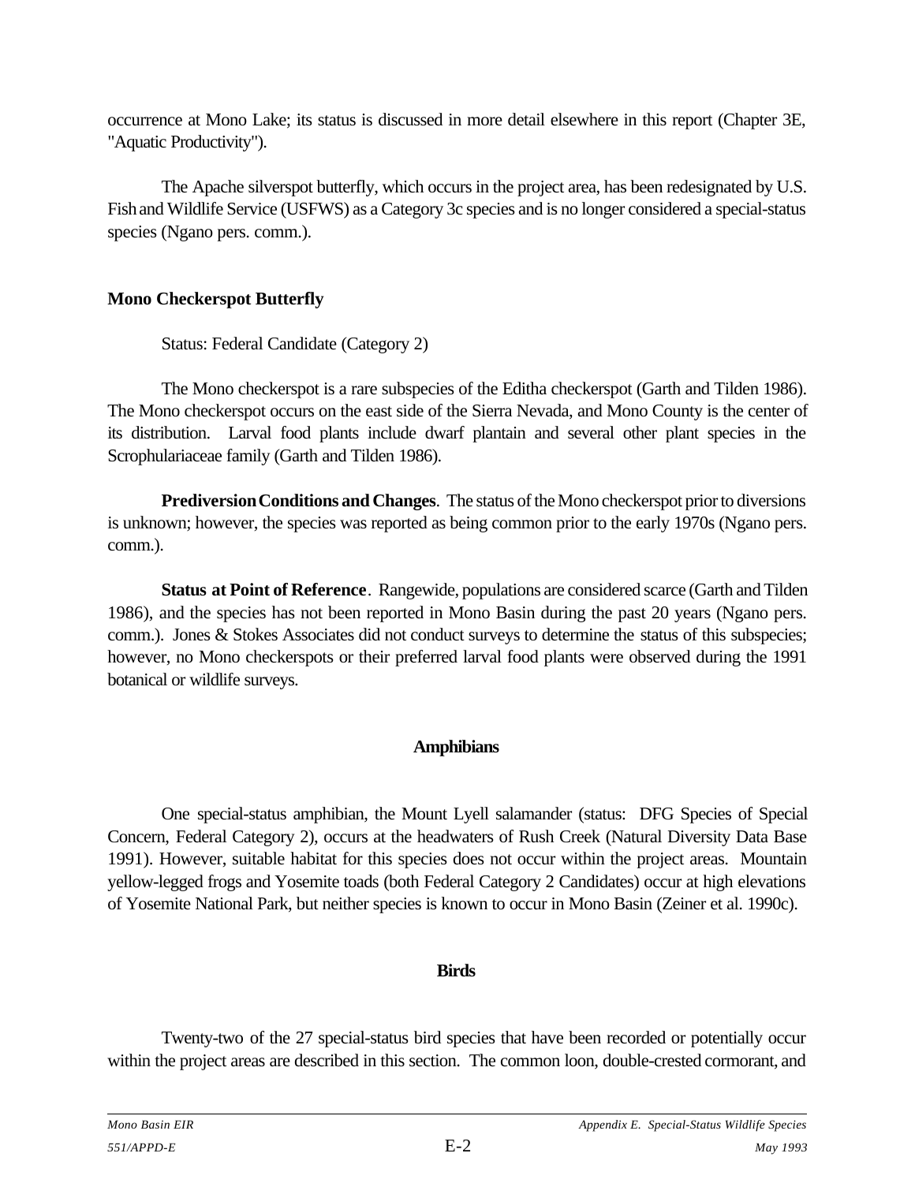occurrence at Mono Lake; its status is discussed in more detail elsewhere in this report (Chapter 3E, "Aquatic Productivity").

The Apache silverspot butterfly, which occurs in the project area, has been redesignated by U.S. Fish and Wildlife Service (USFWS) as a Category 3c species and is no longer considered a special-status species (Ngano pers. comm.).

### Mono Checkerspot Butterfly

Status: Federal Candidate (Category 2)

The Mono checkerspot is a rare subspecies of the Editha checkerspot (Garth and Tilden 1986). The Mono checkerspot occurs on the east side of the Sierra Nevada, and Mono County is the center of its distribution. Larval food plants include dwarf plantain and several other plant species in the Scrophulariaceae family (Garth and Tilden 1986).

**Prediversion Conditions and Changes**. The status of the Mono checkerspot prior to diversions is unknown; however, the species was reported as being common prior to the early 1970s (Ngano pers. comm.).

**Status at Point of Reference**. Rangewide, populations are considered scarce (Garth and Tilden 1986), and the species has not been reported in Mono Basin during the past 20 years (Ngano pers. comm.). Jones & Stokes Associates did not conduct surveys to determine the status of this subspecies; however, no Mono checkerspots or their preferred larval food plants were observed during the 1991 botanical or wildlife surveys.

## Amphibians

One special-status amphibian, the Mount Lyell salamander (status: DFG Species of Special Concern, Federal Category 2), occurs at the headwaters of Rush Creek (Natural Diversity Data Base 1991). However, suitable habitat for this species does not occur within the project areas. Mountain yellow-legged frogs and Yosemite toads (both Federal Category 2 Candidates) occur at high elevations of Yosemite National Park, but neither species is known to occur in Mono Basin (Zeiner et al. 1990c).

## Birds

Twenty-two of the 27 special-status bird species that have been recorded or potentially occur within the project areas are described in this section. The common loon, double-crested cormorant, and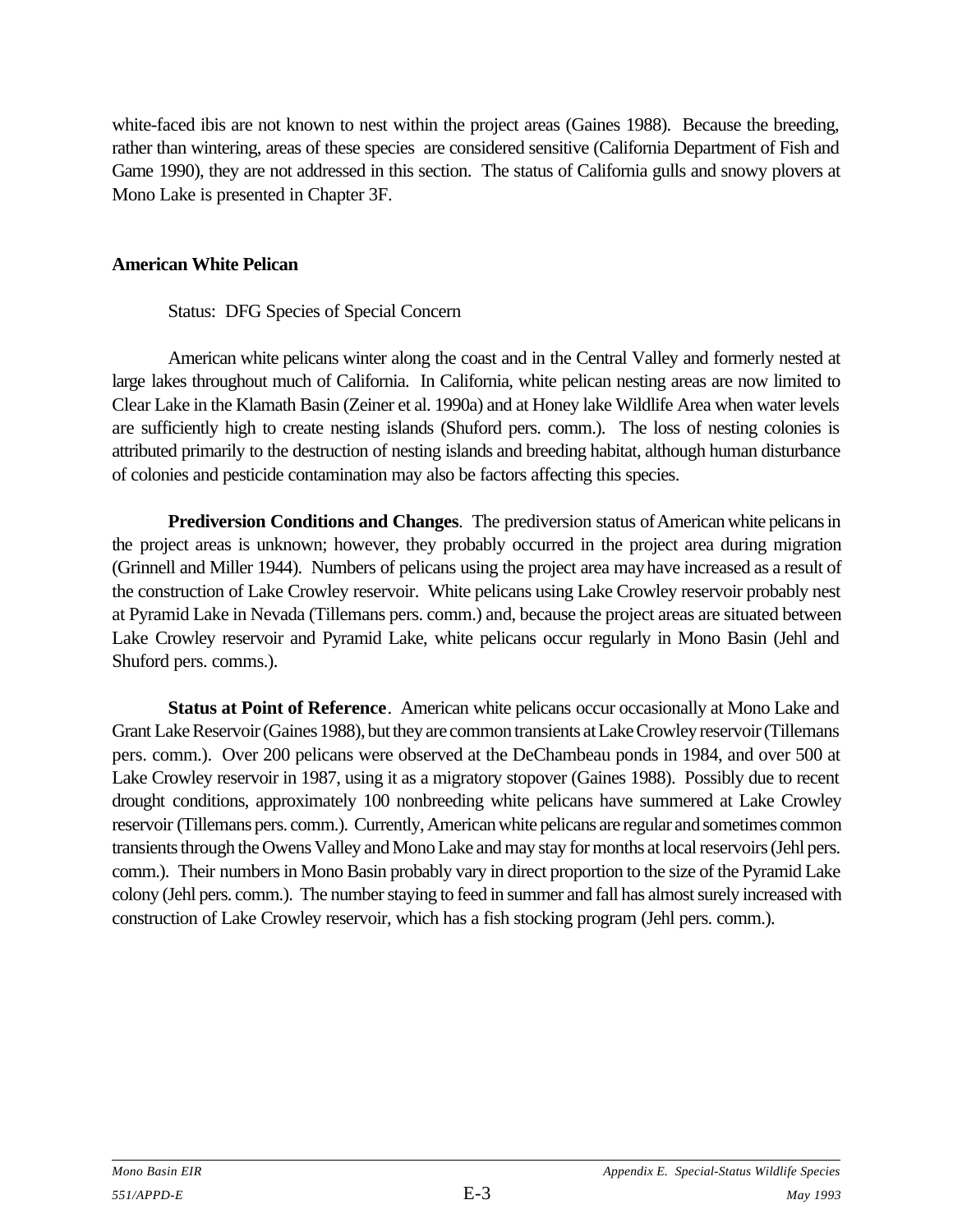white-faced ibis are not known to nest within the project areas (Gaines 1988). Because the breeding, rather than wintering, areas of these species are considered sensitive (California Department of Fish and Game 1990), they are not addressed in this section. The status of California gulls and snowy plovers at Mono Lake is presented in Chapter 3F.

### American White Pelican

Status: DFG Species of Special Concern

American white pelicans winter along the coast and in the Central Valley and formerly nested at large lakes throughout much of California. In California, white pelican nesting areas are now limited to Clear Lake in the Klamath Basin (Zeiner et al. 1990a) and at Honey lake Wildlife Area when water levels are sufficiently high to create nesting islands (Shuford pers. comm.). The loss of nesting colonies is attributed primarily to the destruction of nesting islands and breeding habitat, although human disturbance of colonies and pesticide contamination may also be factors affecting this species.

**Prediversion Conditions and Changes**. The prediversion status of American white pelicans in the project areas is unknown; however, they probably occurred in the project area during migration (Grinnell and Miller 1944). Numbers of pelicans using the project area may have increased as a result of the construction of Lake Crowley reservoir. White pelicans using Lake Crowley reservoir probably nest at Pyramid Lake in Nevada (Tillemans pers. comm.) and, because the project areas are situated between Lake Crowley reservoir and Pyramid Lake, white pelicans occur regularly in Mono Basin (Jehl and Shuford pers. comms.).

**Status at Point of Reference**. American white pelicans occur occasionally at Mono Lake and Grant Lake Reservoir (Gaines 1988), but they are common transients at Lake Crowley reservoir (Tillemans pers. comm.). Over 200 pelicans were observed at the DeChambeau ponds in 1984, and over 500 at Lake Crowley reservoir in 1987, using it as a migratory stopover (Gaines 1988). Possibly due to recent drought conditions, approximately 100 nonbreeding white pelicans have summered at Lake Crowley reservoir (Tillemans pers. comm.). Currently, American white pelicans are regular and sometimes common transients through the Owens Valley and Mono Lake and may stay for months at local reservoirs (Jehl pers. comm.). Their numbers in Mono Basin probably vary in direct proportion to the size of the Pyramid Lake colony (Jehl pers. comm.). The number staying to feed in summer and fall has almost surely increased with construction of Lake Crowley reservoir, which has a fish stocking program (Jehl pers. comm.).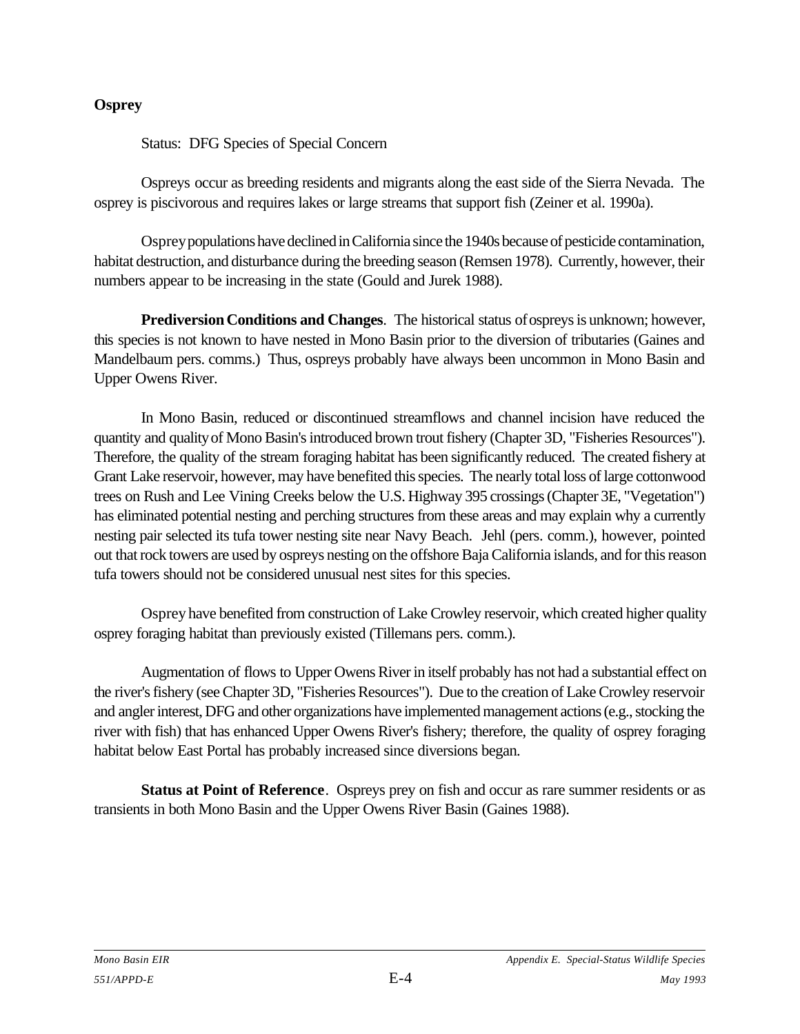**Osprey**

Status: DFG Species of Special Concern

Ospreys occur as breeding residents and migrants along the east side of the Sierra Nevada. The osprey is piscivorous and requires lakes or large streams that support fish (Zeiner et al. 1990a).

Osprey populations have declined in California since the 1940s because of pesticide contamination, habitat destruction, and disturbance during the breeding season (Remsen 1978). Currently, however, their numbers appear to be increasing in the state (Gould and Jurek 1988).

**Prediversion Conditions and Changes**. The historical status of ospreys is unknown; however, this species is not known to have nested in Mono Basin prior to the diversion of tributaries (Gaines and Mandelbaum pers. comms.) Thus, ospreys probably have always been uncommon in Mono Basin and Upper Owens River.

In Mono Basin, reduced or discontinued streamflows and channel incision have reduced the quantity and quality of Mono Basin's introduced brown trout fishery (Chapter 3D, "Fisheries Resources"). Therefore, the quality of the stream foraging habitat has been significantly reduced. The created fishery at Grant Lake reservoir, however, may have benefited this species. The nearly total loss of large cottonwood trees on Rush and Lee Vining Creeks below the U.S. Highway 395 crossings (Chapter 3E, "Vegetation") has eliminated potential nesting and perching structures from these areas and may explain why a currently nesting pair selected its tufa tower nesting site near Navy Beach. Jehl (pers. comm.), however, pointed out that rock towers are used by ospreys nesting on the offshore Baja California islands, and for this reason tufa towers should not be considered unusual nest sites for this species.

Osprey have benefited from construction of Lake Crowley reservoir, which created higher quality osprey foraging habitat than previously existed (Tillemans pers. comm.).

Augmentation of flows to Upper Owens River in itself probably has not had a substantial effect on the river's fishery (see Chapter 3D, "Fisheries Resources"). Due to the creation of Lake Crowley reservoir and angler interest, DFG and other organizations have implemented management actions (e.g., stocking the river with fish) that has enhanced Upper Owens River's fishery; therefore, the quality of osprey foraging habitat below East Portal has probably increased since diversions began.

**Status at Point of Reference**. Ospreys prey on fish and occur as rare summer residents or as transients in both Mono Basin and the Upper Owens River Basin (Gaines 1988).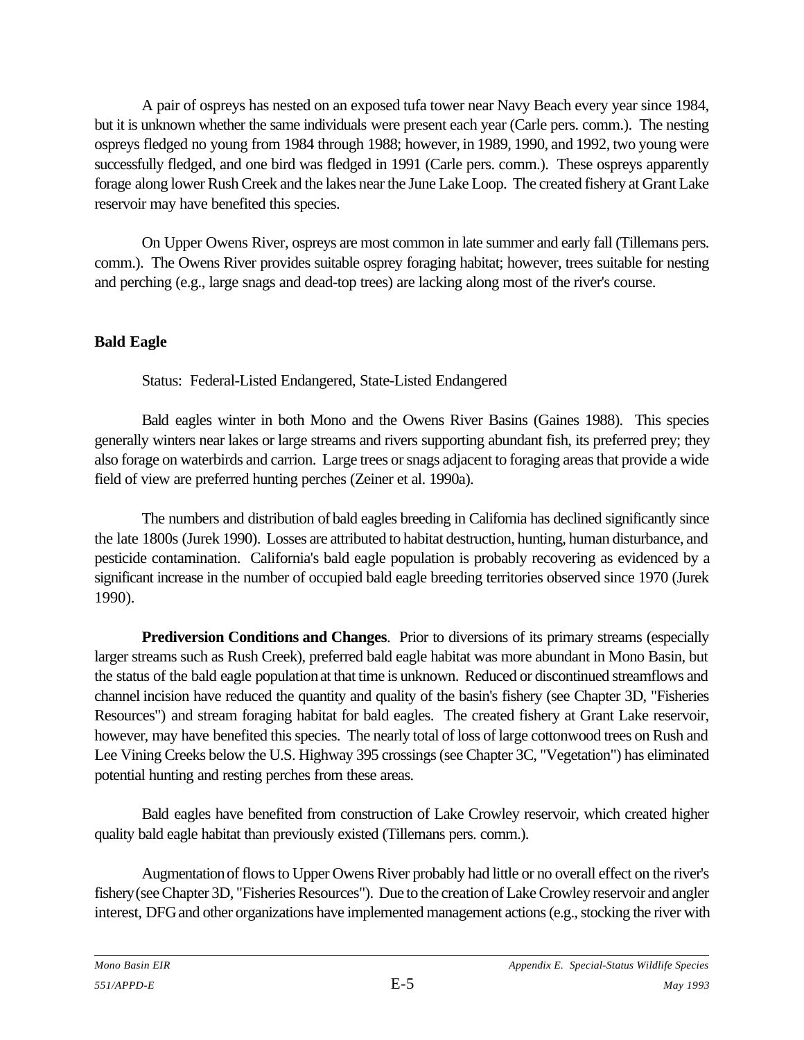A pair of ospreys has nested on an exposed tufa tower near Navy Beach every year since 1984, but it is unknown whether the same individuals were present each year (Carle pers. comm.). The nesting ospreys fledged no young from 1984 through 1988; however, in 1989, 1990, and 1992, two young were successfully fledged, and one bird was fledged in 1991 (Carle pers. comm.). These ospreys apparently forage along lower Rush Creek and the lakes near the June Lake Loop. The created fishery at Grant Lake reservoir may have benefited this species.

On Upper Owens River, ospreys are most common in late summer and early fall (Tillemans pers. comm.). The Owens River provides suitable osprey foraging habitat; however, trees suitable for nesting and perching (e.g., large snags and dead-top trees) are lacking along most of the river's course.

## Bald Eagle

Status: Federal-Listed Endangered, State-Listed Endangered

Bald eagles winter in both Mono and the Owens River Basins (Gaines 1988). This species generally winters near lakes or large streams and rivers supporting abundant fish, its preferred prey; they also forage on waterbirds and carrion. Large trees or snags adjacent to foraging areas that provide a wide field of view are preferred hunting perches (Zeiner et al. 1990a).

The numbers and distribution of bald eagles breeding in California has declined significantly since the late 1800s (Jurek 1990). Losses are attributed to habitat destruction, hunting, human disturbance, and pesticide contamination. California's bald eagle population is probably recovering as evidenced by a significant increase in the number of occupied bald eagle breeding territories observed since 1970 (Jurek 1990).

**Prediversion Conditions and Changes**. Prior to diversions of its primary streams (especially larger streams such as Rush Creek), preferred bald eagle habitat was more abundant in Mono Basin, but the status of the bald eagle population at that time is unknown. Reduced or discontinued streamflows and channel incision have reduced the quantity and quality of the basin's fishery (see Chapter 3D, "Fisheries Resources") and stream foraging habitat for bald eagles. The created fishery at Grant Lake reservoir, however, may have benefited this species. The nearly total of loss of large cottonwood trees on Rush and Lee Vining Creeks below the U.S. Highway 395 crossings (see Chapter 3C, "Vegetation") has eliminated potential hunting and resting perches from these areas.

Bald eagles have benefited from construction of Lake Crowley reservoir, which created higher quality bald eagle habitat than previously existed (Tillemans pers. comm.).

Augmentation of flows to Upper Owens River probably had little or no overall effect on the river's fishery (see Chapter 3D, "Fisheries Resources"). Due to the creation of Lake Crowley reservoir and angler interest, DFG and other organizations have implemented management actions (e.g., stocking the river with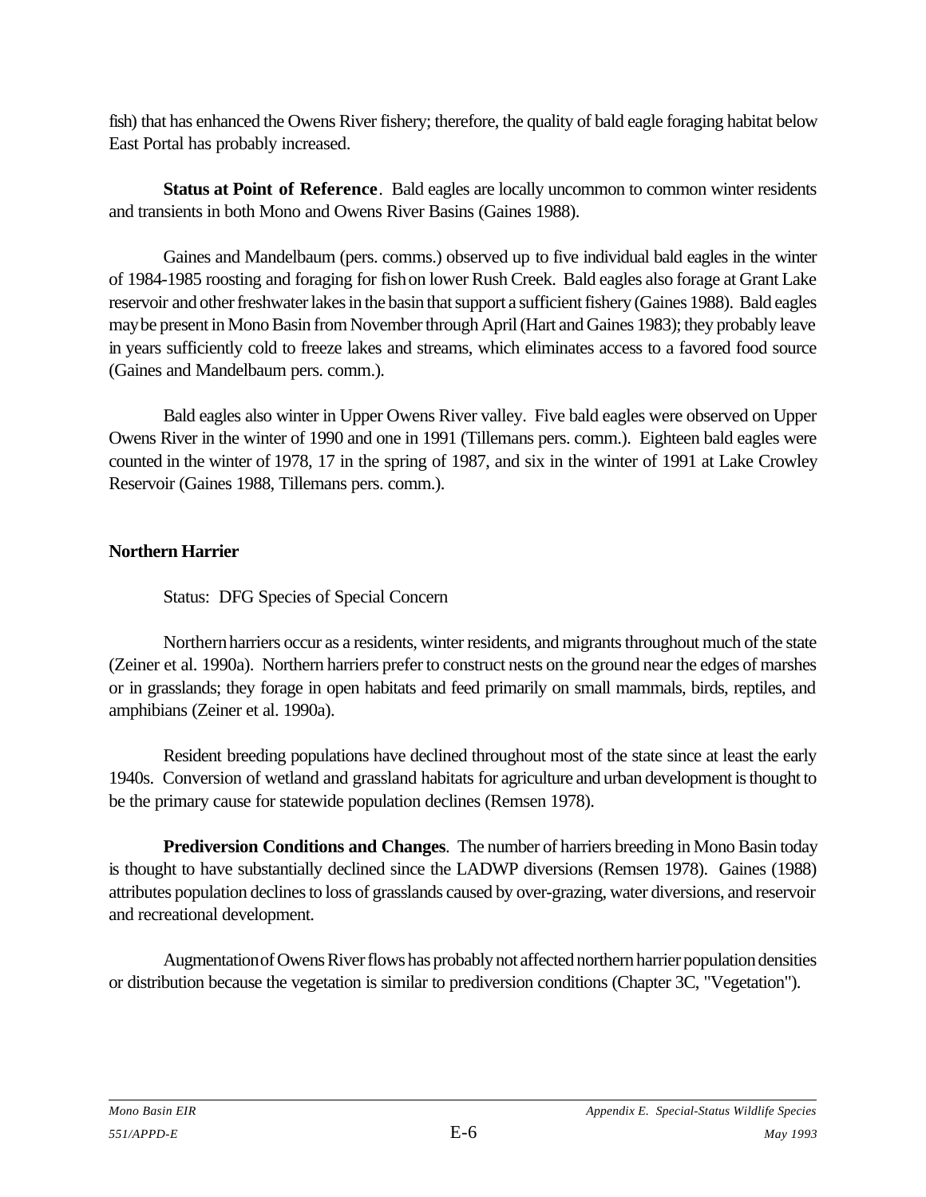fish) that has enhanced the Owens River fishery; therefore, the quality of bald eagle foraging habitat below East Portal has probably increased.

**Status at Point of Reference**. Bald eagles are locally uncommon to common winter residents and transients in both Mono and Owens River Basins (Gaines 1988).

Gaines and Mandelbaum (pers. comms.) observed up to five individual bald eagles in the winter of 1984-1985 roosting and foraging for fish on lower Rush Creek. Bald eagles also forage at Grant Lake reservoir and other freshwater lakes in the basin that support a sufficient fishery (Gaines 1988). Bald eagles may be present in Mono Basin from November through April (Hart and Gaines 1983); they probably leave in years sufficiently cold to freeze lakes and streams, which eliminates access to a favored food source (Gaines and Mandelbaum pers. comm.).

Bald eagles also winter in Upper Owens River valley. Five bald eagles were observed on Upper Owens River in the winter of 1990 and one in 1991 (Tillemans pers. comm.). Eighteen bald eagles were counted in the winter of 1978, 17 in the spring of 1987, and six in the winter of 1991 at Lake Crowley Reservoir (Gaines 1988, Tillemans pers. comm.).

## Northern Harrier

Status: DFG Species of Special Concern

Northern harriers occur as a residents, winter residents, and migrants throughout much of the state (Zeiner et al. 1990a). Northern harriers prefer to construct nests on the ground near the edges of marshes or in grasslands; they forage in open habitats and feed primarily on small mammals, birds, reptiles, and amphibians (Zeiner et al. 1990a).

Resident breeding populations have declined throughout most of the state since at least the early 1940s. Conversion of wetland and grassland habitats for agriculture and urban development is thought to be the primary cause for statewide population declines (Remsen 1978).

**Prediversion Conditions and Changes**. The number of harriers breeding in Mono Basin today is thought to have substantially declined since the LADWP diversions (Remsen 1978). Gaines (1988) attributes population declines to loss of grasslands caused by over-grazing, water diversions, and reservoir and recreational development.

Augmentation of Owens River flows has probably not affected northern harrier population densities or distribution because the vegetation is similar to prediversion conditions (Chapter 3C, "Vegetation").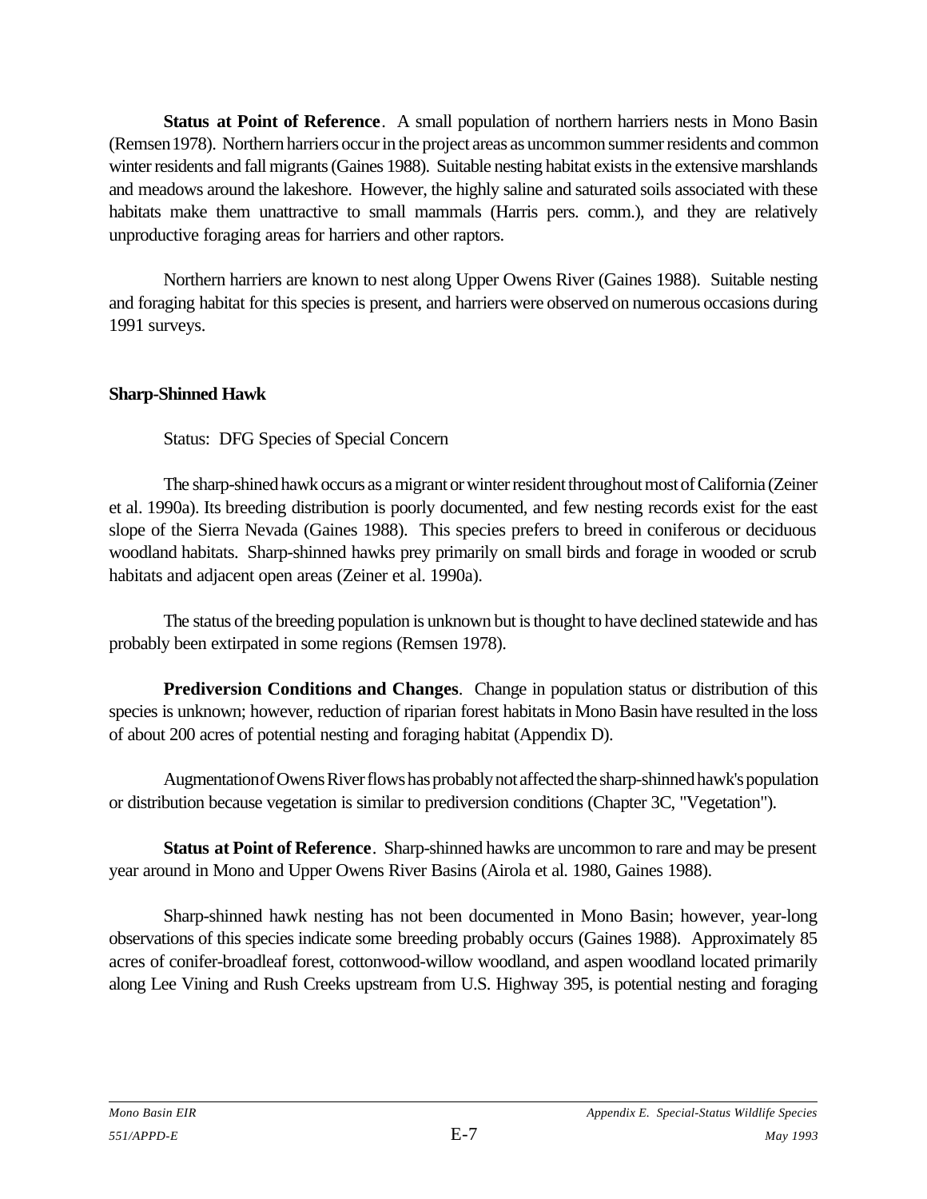**Status at Point of Reference**. A small population of northern harriers nests in Mono Basin (Remsen 1978). Northern harriers occur in the project areas as uncommon summer residents and common winter residents and fall migrants (Gaines 1988). Suitable nesting habitat exists in the extensive marshlands and meadows around the lakeshore. However, the highly saline and saturated soils associated with these habitats make them unattractive to small mammals (Harris pers. comm.), and they are relatively unproductive foraging areas for harriers and other raptors.

Northern harriers are known to nest along Upper Owens River (Gaines 1988). Suitable nesting and foraging habitat for this species is present, and harriers were observed on numerous occasions during 1991 surveys.

**Sharp-Shinned Hawk**

Status: DFG Species of Special Concern

The sharp-shined hawk occurs as a migrant or winter resident throughout most of California (Zeiner et al. 1990a). Its breeding distribution is poorly documented, and few nesting records exist for the east slope of the Sierra Nevada (Gaines 1988). This species prefers to breed in coniferous or deciduous woodland habitats. Sharp-shinned hawks prey primarily on small birds and forage in wooded or scrub habitats and adjacent open areas (Zeiner et al. 1990a).

The status of the breeding population is unknown but is thought to have declined statewide and has probably been extirpated in some regions (Remsen 1978).

**Prediversion Conditions and Changes**. Change in population status or distribution of this species is unknown; however, reduction of riparian forest habitats in Mono Basin have resulted in the loss of about 200 acres of potential nesting and foraging habitat (Appendix D).

Augmentation of Owens River flows has probably not affected the sharp-shinned hawk's population or distribution because vegetation is similar to prediversion conditions (Chapter 3C, "Vegetation").

**Status at Point of Reference**. Sharp-shinned hawks are uncommon to rare and may be present year around in Mono and Upper Owens River Basins (Airola et al. 1980, Gaines 1988).

Sharp-shinned hawk nesting has not been documented in Mono Basin; however, year-long observations of this species indicate some breeding probably occurs (Gaines 1988). Approximately 85 acres of conifer-broadleaf forest, cottonwood-willow woodland, and aspen woodland located primarily along Lee Vining and Rush Creeks upstream from U.S. Highway 395, is potential nesting and foraging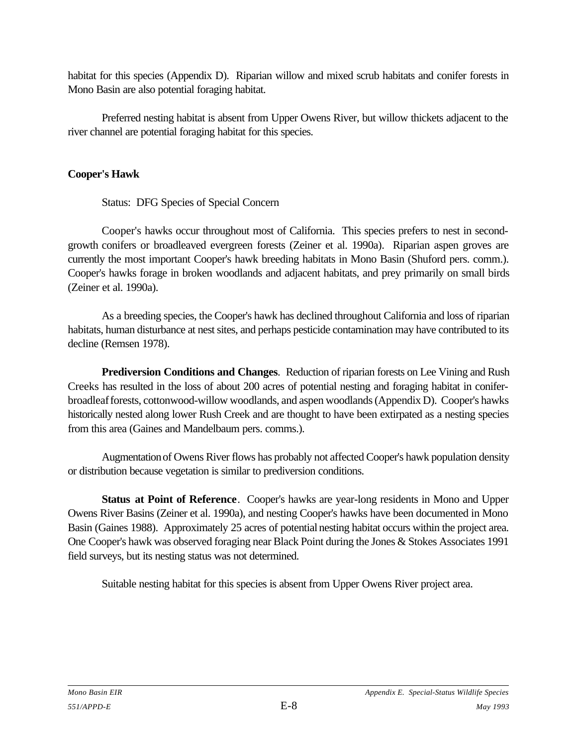habitat for this species (Appendix D). Riparian willow and mixed scrub habitats and conifer forests in Mono Basin are also potential foraging habitat.

Preferred nesting habitat is absent from Upper Owens River, but willow thickets adjacent to the river channel are potential foraging habitat for this species.

**Cooper's Hawk**

Status: DFG Species of Special Concern

Cooper's hawks occur throughout most of California. This species prefers to nest in second-growth conifers or broadleaved evergreen forests (Zeiner et al. 1990a). Riparian aspen groves are currently the most important Cooper's hawk breeding habitats in Mono Basin (Shuford pers. comm.). Cooper's hawks forage in broken woodlands and adjacent habitats, and prey primarily on small birds (Zeiner et al. 1990a).

As a breeding species, the Cooper's hawk has declined throughout California and loss of riparian habitats, human disturbance at nest sites, and perhaps pesticide contamination may have contributed to its decline (Remsen 1978).

**Prediversion Conditions and Changes**. Reduction of riparian forests on Lee Vining and Rush Creeks has resulted in the loss of about 200 acres of potential nesting and foraging habitat in conifer-broadleaf forests, cottonwood-willow woodlands, and aspen woodlands (Appendix D). Cooper's hawks historically nested along lower Rush Creek and are thought to have been extirpated as a nesting species from this area (Gaines and Mandelbaum pers. comms.).

Augmentation of Owens River flows has probably not affected Cooper's hawk population density or distribution because vegetation is similar to prediversion conditions.

**Status at Point of Reference**. Cooper's hawks are year-long residents in Mono and Upper Owens River Basins (Zeiner et al. 1990a), and nesting Cooper's hawks have been documented in Mono Basin (Gaines 1988). Approximately 25 acres of potential nesting habitat occurs within the project area. One Cooper's hawk was observed foraging near Black Point during the Jones & Stokes Associates 1991 field surveys, but its nesting status was not determined.

Suitable nesting habitat for this species is absent from Upper Owens River project area.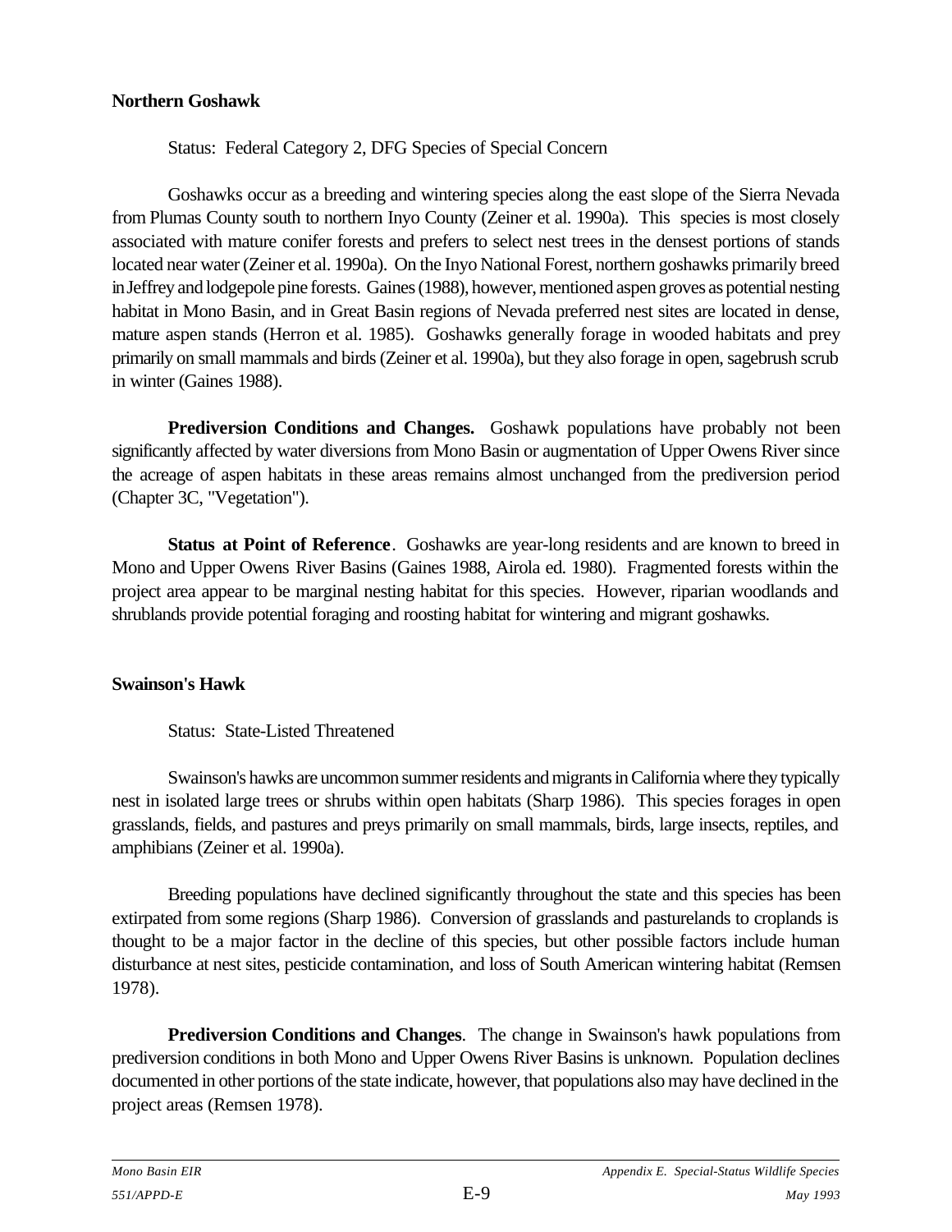**Northern Goshawk**

Status: Federal Category 2, DFG Species of Special Concern

Goshawks occur as a breeding and wintering species along the east slope of the Sierra Nevada from Plumas County south to northern Inyo County (Zeiner et al. 1990a). This species is most closely associated with mature conifer forests and prefers to select nest trees in the densest portions of stands located near water (Zeiner et al. 1990a). On the Inyo National Forest, northern goshawks primarily breed in Jeffrey and lodgepole pine forests. Gaines (1988), however, mentioned aspen groves as potential nesting habitat in Mono Basin, and in Great Basin regions of Nevada preferred nest sites are located in dense, mature aspen stands (Herron et al. 1985). Goshawks generally forage in wooded habitats and prey primarily on small mammals and birds (Zeiner et al. 1990a), but they also forage in open, sagebrush scrub in winter (Gaines 1988).

**Prediversion Conditions and Changes.** Goshawk populations have probably not been significantly affected by water diversions from Mono Basin or augmentation of Upper Owens River since the acreage of aspen habitats in these areas remains almost unchanged from the prediversion period (Chapter 3C, "Vegetation").

**Status at Point of Reference**. Goshawks are year-long residents and are known to breed in Mono and Upper Owens River Basins (Gaines 1988, Airola ed. 1980). Fragmented forests within the project area appear to be marginal nesting habitat for this species. However, riparian woodlands and shrublands provide potential foraging and roosting habitat for wintering and migrant goshawks.

**Swainson's Hawk**

Status: State-Listed Threatened

Swainson's hawks are uncommon summer residents and migrants in California where they typically nest in isolated large trees or shrubs within open habitats (Sharp 1986). This species forages in open grasslands, fields, and pastures and preys primarily on small mammals, birds, large insects, reptiles, and amphibians (Zeiner et al. 1990a).

Breeding populations have declined significantly throughout the state and this species has been extirpated from some regions (Sharp 1986). Conversion of grasslands and pasturelands to croplands is thought to be a major factor in the decline of this species, but other possible factors include human disturbance at nest sites, pesticide contamination, and loss of South American wintering habitat (Remsen 1978).

**Prediversion Conditions and Changes**. The change in Swainson's hawk populations from prediversion conditions in both Mono and Upper Owens River Basins is unknown. Population declines documented in other portions of the state indicate, however, that populations also may have declined in the project areas (Remsen 1978).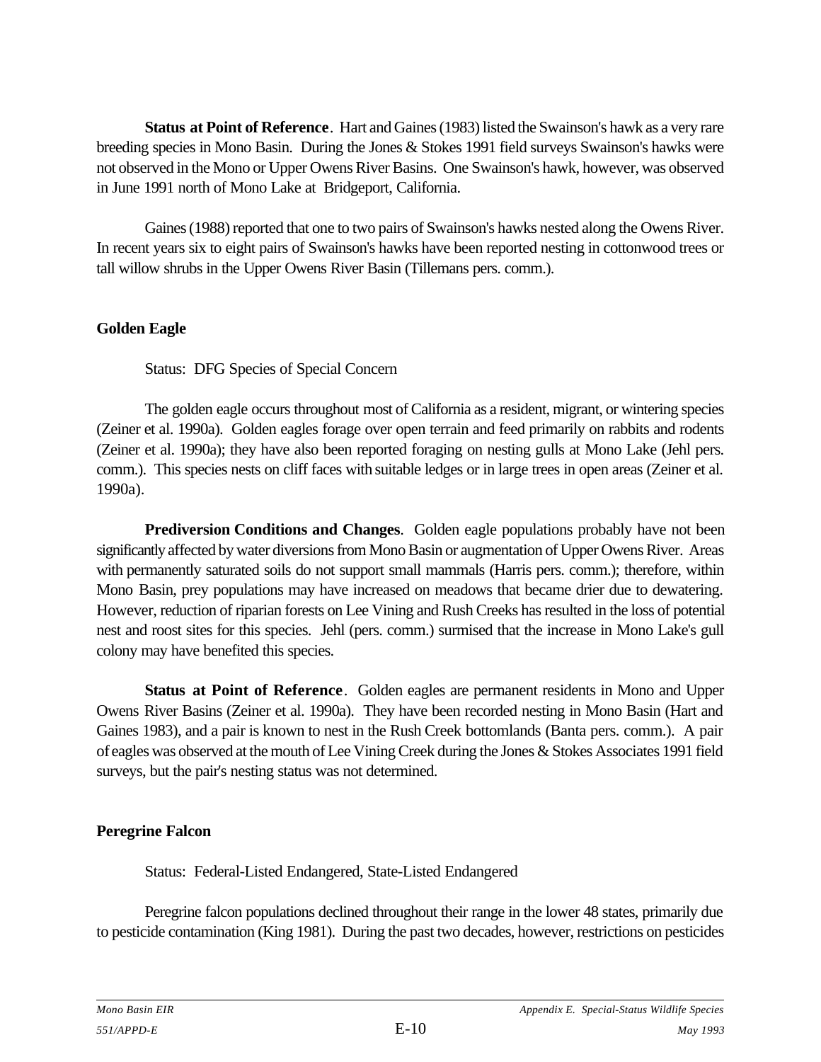**Status at Point of Reference**. Hart and Gaines (1983) listed the Swainson's hawk as a very rare breeding species in Mono Basin. During the Jones & Stokes 1991 field surveys Swainson's hawks were not observed in the Mono or Upper Owens River Basins. One Swainson's hawk, however, was observed in June 1991 north of Mono Lake at Bridgeport, California.

Gaines (1988) reported that one to two pairs of Swainson's hawks nested along the Owens River. In recent years six to eight pairs of Swainson's hawks have been reported nesting in cottonwood trees or tall willow shrubs in the Upper Owens River Basin (Tillemans pers. comm.).

### Golden Eagle

Status: DFG Species of Special Concern

The golden eagle occurs throughout most of California as a resident, migrant, or wintering species (Zeiner et al. 1990a). Golden eagles forage over open terrain and feed primarily on rabbits and rodents (Zeiner et al. 1990a); they have also been reported foraging on nesting gulls at Mono Lake (Jehl pers. comm.). This species nests on cliff faces with suitable ledges or in large trees in open areas (Zeiner et al. 1990a).

**Prediversion Conditions and Changes**. Golden eagle populations probably have not been significantly affected by water diversions from Mono Basin or augmentation of Upper Owens River. Areas with permanently saturated soils do not support small mammals (Harris pers. comm.); therefore, within Mono Basin, prey populations may have increased on meadows that became drier due to dewatering. However, reduction of riparian forests on Lee Vining and Rush Creeks has resulted in the loss of potential nest and roost sites for this species. Jehl (pers. comm.) surmised that the increase in Mono Lake's gull colony may have benefited this species.

**Status at Point of Reference**. Golden eagles are permanent residents in Mono and Upper Owens River Basins (Zeiner et al. 1990a). They have been recorded nesting in Mono Basin (Hart and Gaines 1983), and a pair is known to nest in the Rush Creek bottomlands (Banta pers. comm.). A pair of eagles was observed at the mouth of Lee Vining Creek during the Jones & Stokes Associates 1991 field surveys, but the pair's nesting status was not determined.

### Peregrine Falcon

Status: Federal-Listed Endangered, State-Listed Endangered

Peregrine falcon populations declined throughout their range in the lower 48 states, primarily due to pesticide contamination (King 1981). During the past two decades, however, restrictions on pesticides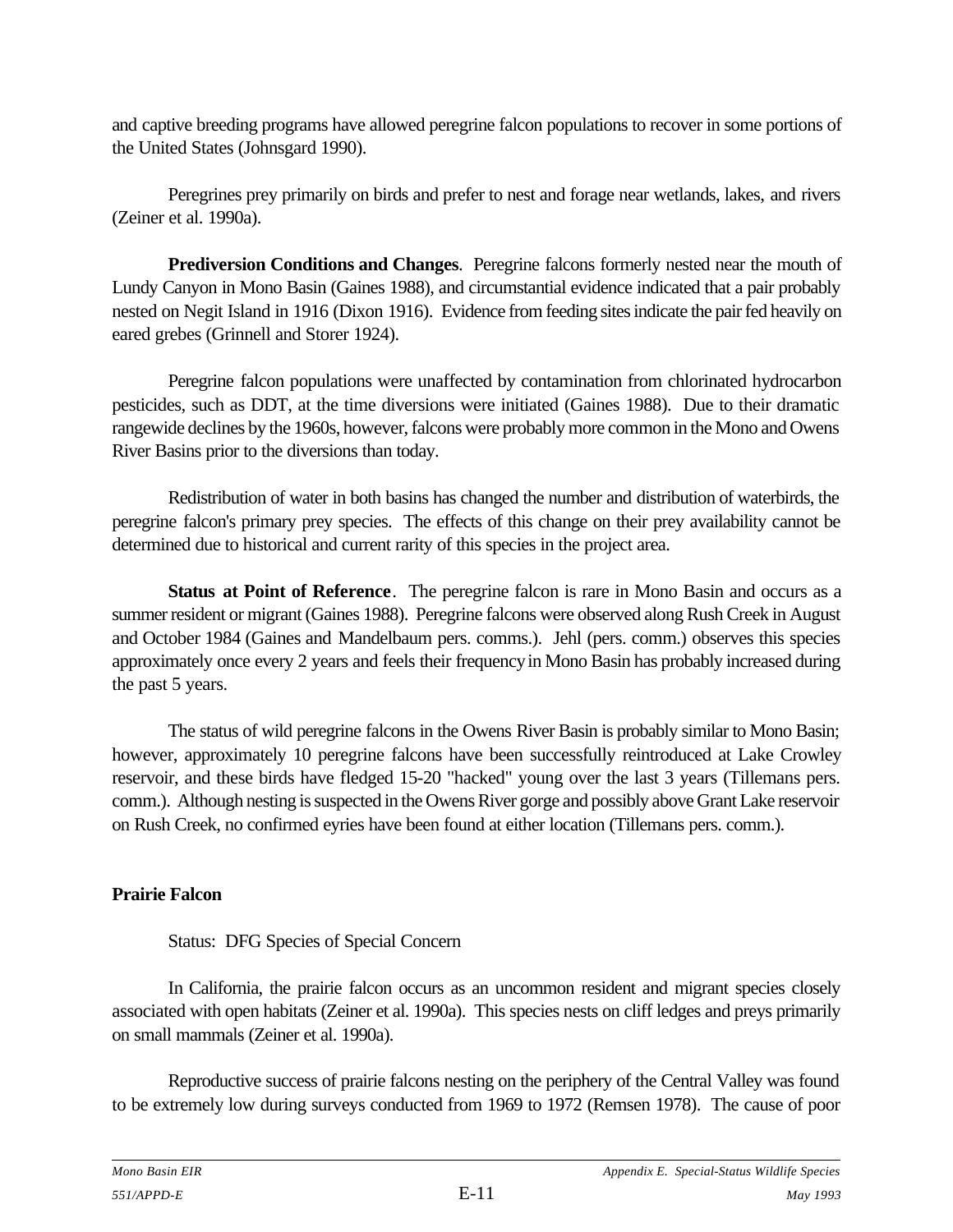and captive breeding programs have allowed peregrine falcon populations to recover in some portions of the United States (Johnsgard 1990).

Peregrines prey primarily on birds and prefer to nest and forage near wetlands, lakes, and rivers (Zeiner et al. 1990a).

**Prediversion Conditions and Changes**. Peregrine falcons formerly nested near the mouth of Lundy Canyon in Mono Basin (Gaines 1988), and circumstantial evidence indicated that a pair probably nested on Negit Island in 1916 (Dixon 1916). Evidence from feeding sites indicate the pair fed heavily on eared grebes (Grinnell and Storer 1924).

Peregrine falcon populations were unaffected by contamination from chlorinated hydrocarbon pesticides, such as DDT, at the time diversions were initiated (Gaines 1988). Due to their dramatic rangewide declines by the 1960s, however, falcons were probably more common in the Mono and Owens River Basins prior to the diversions than today.

Redistribution of water in both basins has changed the number and distribution of waterbirds, the peregrine falcon's primary prey species. The effects of this change on their prey availability cannot be determined due to historical and current rarity of this species in the project area.

**Status at Point of Reference**. The peregrine falcon is rare in Mono Basin and occurs as a summer resident or migrant (Gaines 1988). Peregrine falcons were observed along Rush Creek in August and October 1984 (Gaines and Mandelbaum pers. comms.). Jehl (pers. comm.) observes this species approximately once every 2 years and feels their frequency in Mono Basin has probably increased during the past 5 years.

The status of wild peregrine falcons in the Owens River Basin is probably similar to Mono Basin; however, approximately 10 peregrine falcons have been successfully reintroduced at Lake Crowley reservoir, and these birds have fledged 15-20 "hacked" young over the last 3 years (Tillemans pers. comm.). Although nesting is suspected in the Owens River gorge and possibly above Grant Lake reservoir on Rush Creek, no confirmed eyries have been found at either location (Tillemans pers. comm.).

### Prairie Falcon

Status: DFG Species of Special Concern

In California, the prairie falcon occurs as an uncommon resident and migrant species closely associated with open habitats (Zeiner et al. 1990a). This species nests on cliff ledges and preys primarily on small mammals (Zeiner et al. 1990a).

Reproductive success of prairie falcons nesting on the periphery of the Central Valley was found to be extremely low during surveys conducted from 1969 to 1972 (Remsen 1978). The cause of poor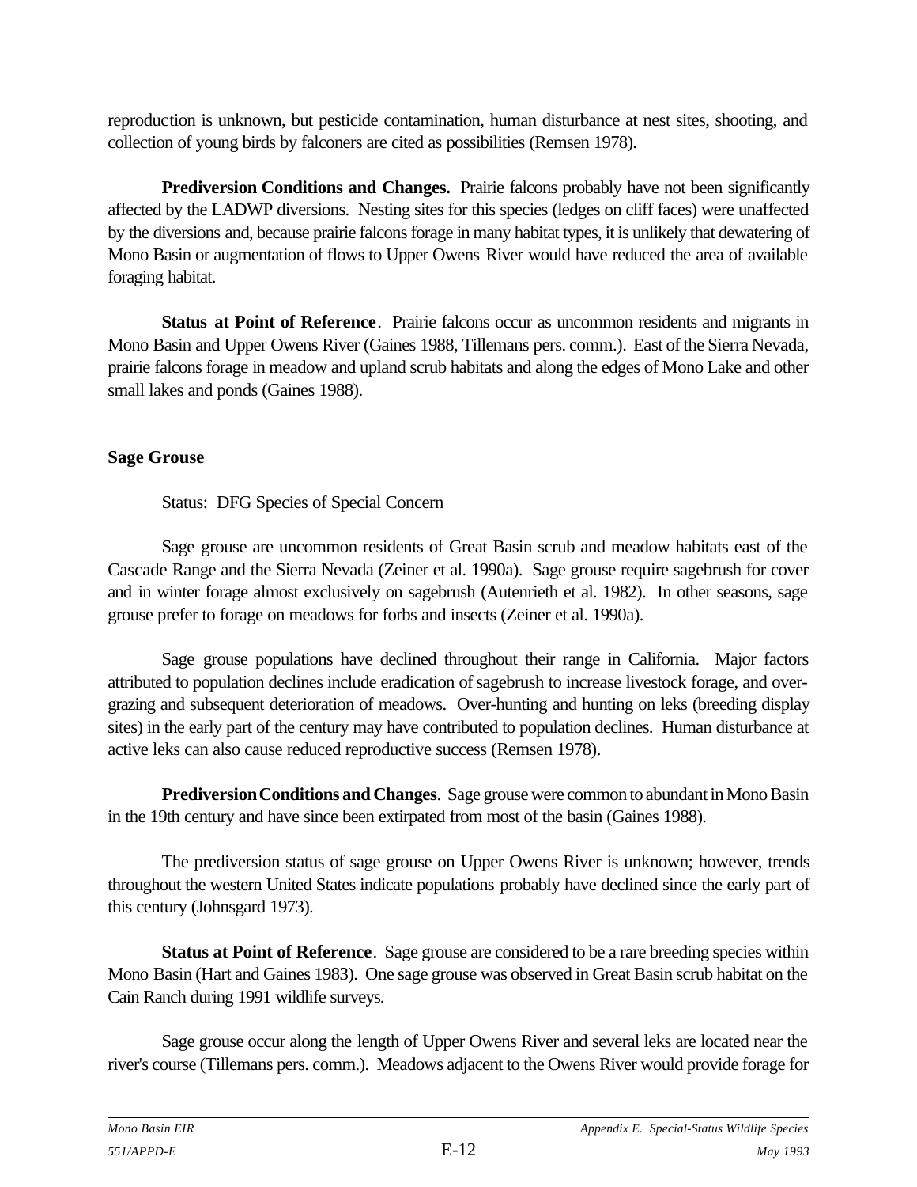reproduction is unknown, but pesticide contamination, human disturbance at nest sites, shooting, and collection of young birds by falconers are cited as possibilities (Remsen 1978).

**Prediversion Conditions and Changes.** Prairie falcons probably have not been significantly affected by the LADWP diversions. Nesting sites for this species (ledges on cliff faces) were unaffected by the diversions and, because prairie falcons forage in many habitat types, it is unlikely that dewatering of Mono Basin or augmentation of flows to Upper Owens River would have reduced the area of available foraging habitat.

**Status at Point of Reference**. Prairie falcons occur as uncommon residents and migrants in Mono Basin and Upper Owens River (Gaines 1988, Tillemans pers. comm.). East of the Sierra Nevada, prairie falcons forage in meadow and upland scrub habitats and along the edges of Mono Lake and other small lakes and ponds (Gaines 1988).

### Sage Grouse

Status: DFG Species of Special Concern

Sage grouse are uncommon residents of Great Basin scrub and meadow habitats east of the Cascade Range and the Sierra Nevada (Zeiner et al. 1990a). Sage grouse require sagebrush for cover and in winter forage almost exclusively on sagebrush (Autenrieth et al. 1982). In other seasons, sage grouse prefer to forage on meadows for forbs and insects (Zeiner et al. 1990a).

Sage grouse populations have declined throughout their range in California. Major factors attributed to population declines include eradication of sagebrush to increase livestock forage, and over-grazing and subsequent deterioration of meadows. Over-hunting and hunting on leks (breeding display sites) in the early part of the century may have contributed to population declines. Human disturbance at active leks can also cause reduced reproductive success (Remsen 1978).

**Prediversion Conditions and Changes**. Sage grouse were common to abundant in Mono Basin in the 19th century and have since been extirpated from most of the basin (Gaines 1988).

The prediversion status of sage grouse on Upper Owens River is unknown; however, trends throughout the western United States indicate populations probably have declined since the early part of this century (Johnsgard 1973).

**Status at Point of Reference**. Sage grouse are considered to be a rare breeding species within Mono Basin (Hart and Gaines 1983). One sage grouse was observed in Great Basin scrub habitat on the Cain Ranch during 1991 wildlife surveys.

Sage grouse occur along the length of Upper Owens River and several leks are located near the river's course (Tillemans pers. comm.). Meadows adjacent to the Owens River would provide forage for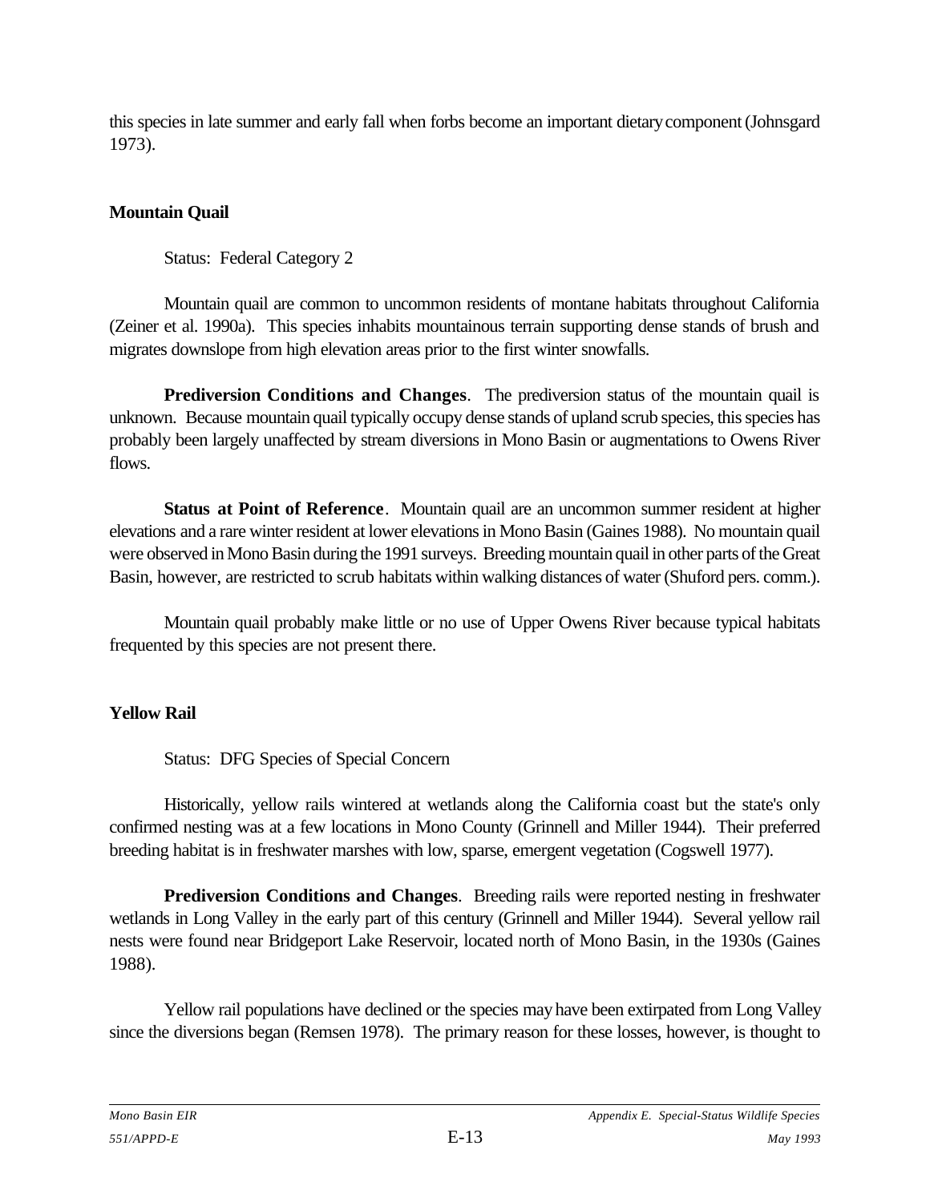this species in late summer and early fall when forbs become an important dietary component (Johnsgard 1973).

## Mountain Quail

Status: Federal Category 2

Mountain quail are common to uncommon residents of montane habitats throughout California (Zeiner et al. 1990a). This species inhabits mountainous terrain supporting dense stands of brush and migrates downslope from high elevation areas prior to the first winter snowfalls.

**Prediversion Conditions and Changes**. The prediversion status of the mountain quail is unknown. Because mountain quail typically occupy dense stands of upland scrub species, this species has probably been largely unaffected by stream diversions in Mono Basin or augmentations to Owens River flows.

**Status at Point of Reference**. Mountain quail are an uncommon summer resident at higher elevations and a rare winter resident at lower elevations in Mono Basin (Gaines 1988). No mountain quail were observed in Mono Basin during the 1991 surveys. Breeding mountain quail in other parts of the Great Basin, however, are restricted to scrub habitats within walking distances of water (Shuford pers. comm.).

Mountain quail probably make little or no use of Upper Owens River because typical habitats frequented by this species are not present there.

## Yellow Rail

Status: DFG Species of Special Concern

Historically, yellow rails wintered at wetlands along the California coast but the state's only confirmed nesting was at a few locations in Mono County (Grinnell and Miller 1944). Their preferred breeding habitat is in freshwater marshes with low, sparse, emergent vegetation (Cogswell 1977).

**Prediversion Conditions and Changes**. Breeding rails were reported nesting in freshwater wetlands in Long Valley in the early part of this century (Grinnell and Miller 1944). Several yellow rail nests were found near Bridgeport Lake Reservoir, located north of Mono Basin, in the 1930s (Gaines 1988).

Yellow rail populations have declined or the species may have been extirpated from Long Valley since the diversions began (Remsen 1978). The primary reason for these losses, however, is thought to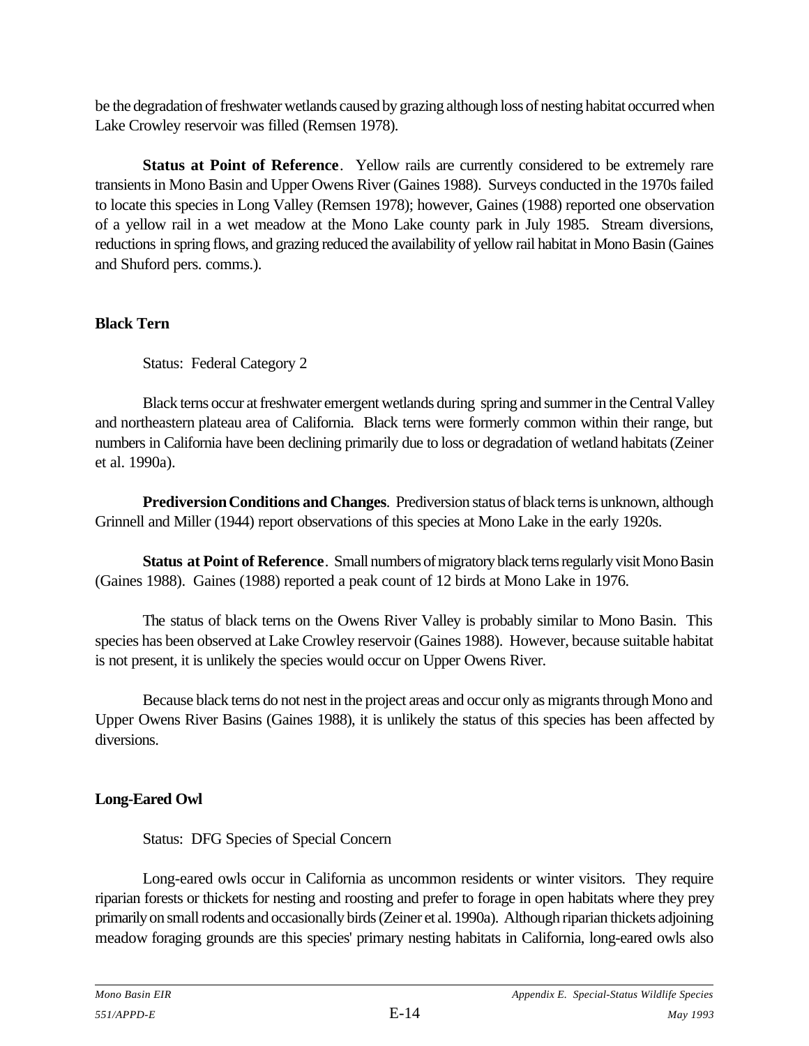be the degradation of freshwater wetlands caused by grazing although loss of nesting habitat occurred when Lake Crowley reservoir was filled (Remsen 1978).

**Status at Point of Reference**. Yellow rails are currently considered to be extremely rare transients in Mono Basin and Upper Owens River (Gaines 1988). Surveys conducted in the 1970s failed to locate this species in Long Valley (Remsen 1978); however, Gaines (1988) reported one observation of a yellow rail in a wet meadow at the Mono Lake county park in July 1985. Stream diversions, reductions in spring flows, and grazing reduced the availability of yellow rail habitat in Mono Basin (Gaines and Shuford pers. comms.).

### Black Tern

Status: Federal Category 2

Black terns occur at freshwater emergent wetlands during spring and summer in the Central Valley and northeastern plateau area of California. Black terns were formerly common within their range, but numbers in California have been declining primarily due to loss or degradation of wetland habitats (Zeiner et al. 1990a).

**Prediversion Conditions and Changes**. Prediversion status of black terns is unknown, although Grinnell and Miller (1944) report observations of this species at Mono Lake in the early 1920s.

**Status at Point of Reference**. Small numbers of migratory black terns regularly visit Mono Basin (Gaines 1988). Gaines (1988) reported a peak count of 12 birds at Mono Lake in 1976.

The status of black terns on the Owens River Valley is probably similar to Mono Basin. This species has been observed at Lake Crowley reservoir (Gaines 1988). However, because suitable habitat is not present, it is unlikely the species would occur on Upper Owens River.

Because black terns do not nest in the project areas and occur only as migrants through Mono and Upper Owens River Basins (Gaines 1988), it is unlikely the status of this species has been affected by diversions.

### Long-Eared Owl

Status: DFG Species of Special Concern

Long-eared owls occur in California as uncommon residents or winter visitors. They require riparian forests or thickets for nesting and roosting and prefer to forage in open habitats where they prey primarily on small rodents and occasionally birds (Zeiner et al. 1990a). Although riparian thickets adjoining meadow foraging grounds are this species' primary nesting habitats in California, long-eared owls also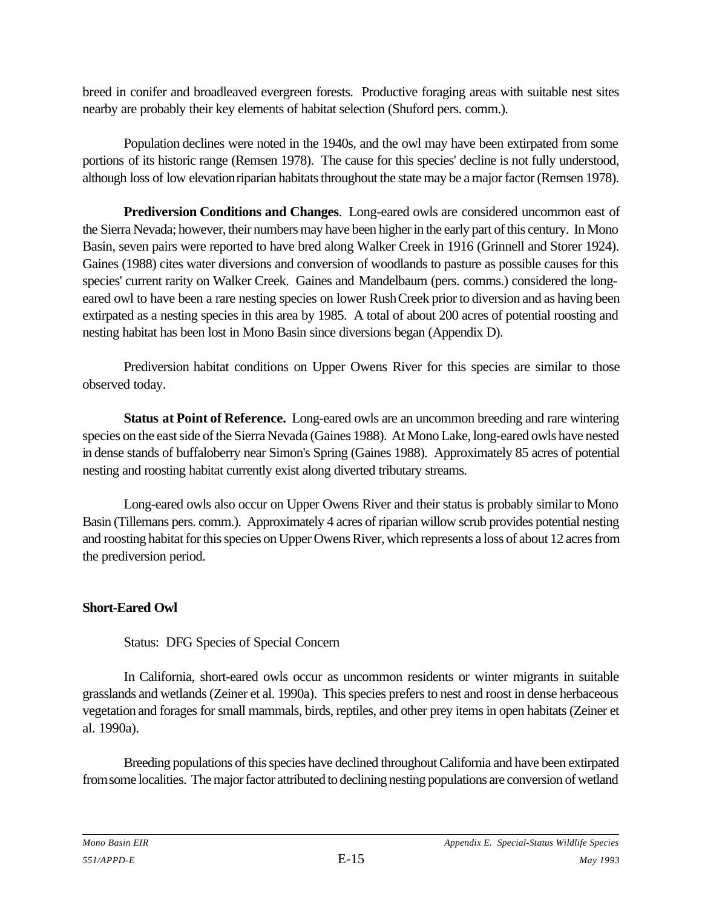breed in conifer and broadleaved evergreen forests. Productive foraging areas with suitable nest sites nearby are probably their key elements of habitat selection (Shuford pers. comm.).

Population declines were noted in the 1940s, and the owl may have been extirpated from some portions of its historic range (Remsen 1978). The cause for this species' decline is not fully understood, although loss of low elevation riparian habitats throughout the state may be a major factor (Remsen 1978).

**Prediversion Conditions and Changes**. Long-eared owls are considered uncommon east of the Sierra Nevada; however, their numbers may have been higher in the early part of this century. In Mono Basin, seven pairs were reported to have bred along Walker Creek in 1916 (Grinnell and Storer 1924). Gaines (1988) cites water diversions and conversion of woodlands to pasture as possible causes for this species' current rarity on Walker Creek. Gaines and Mandelbaum (pers. comms.) considered the long-eared owl to have been a rare nesting species on lower Rush Creek prior to diversion and as having been extirpated as a nesting species in this area by 1985. A total of about 200 acres of potential roosting and nesting habitat has been lost in Mono Basin since diversions began (Appendix D).

Prediversion habitat conditions on Upper Owens River for this species are similar to those observed today.

**Status at Point of Reference.** Long-eared owls are an uncommon breeding and rare wintering species on the east side of the Sierra Nevada (Gaines 1988). At Mono Lake, long-eared owls have nested in dense stands of buffaloberry near Simon's Spring (Gaines 1988). Approximately 85 acres of potential nesting and roosting habitat currently exist along diverted tributary streams.

Long-eared owls also occur on Upper Owens River and their status is probably similar to Mono Basin (Tillemans pers. comm.). Approximately 4 acres of riparian willow scrub provides potential nesting and roosting habitat for this species on Upper Owens River, which represents a loss of about 12 acres from the prediversion period.

### Short-Eared Owl

Status: DFG Species of Special Concern

In California, short-eared owls occur as uncommon residents or winter migrants in suitable grasslands and wetlands (Zeiner et al. 1990a). This species prefers to nest and roost in dense herbaceous vegetation and forages for small mammals, birds, reptiles, and other prey items in open habitats (Zeiner et al. 1990a).

Breeding populations of this species have declined throughout California and have been extirpated from some localities. The major factor attributed to declining nesting populations are conversion of wetland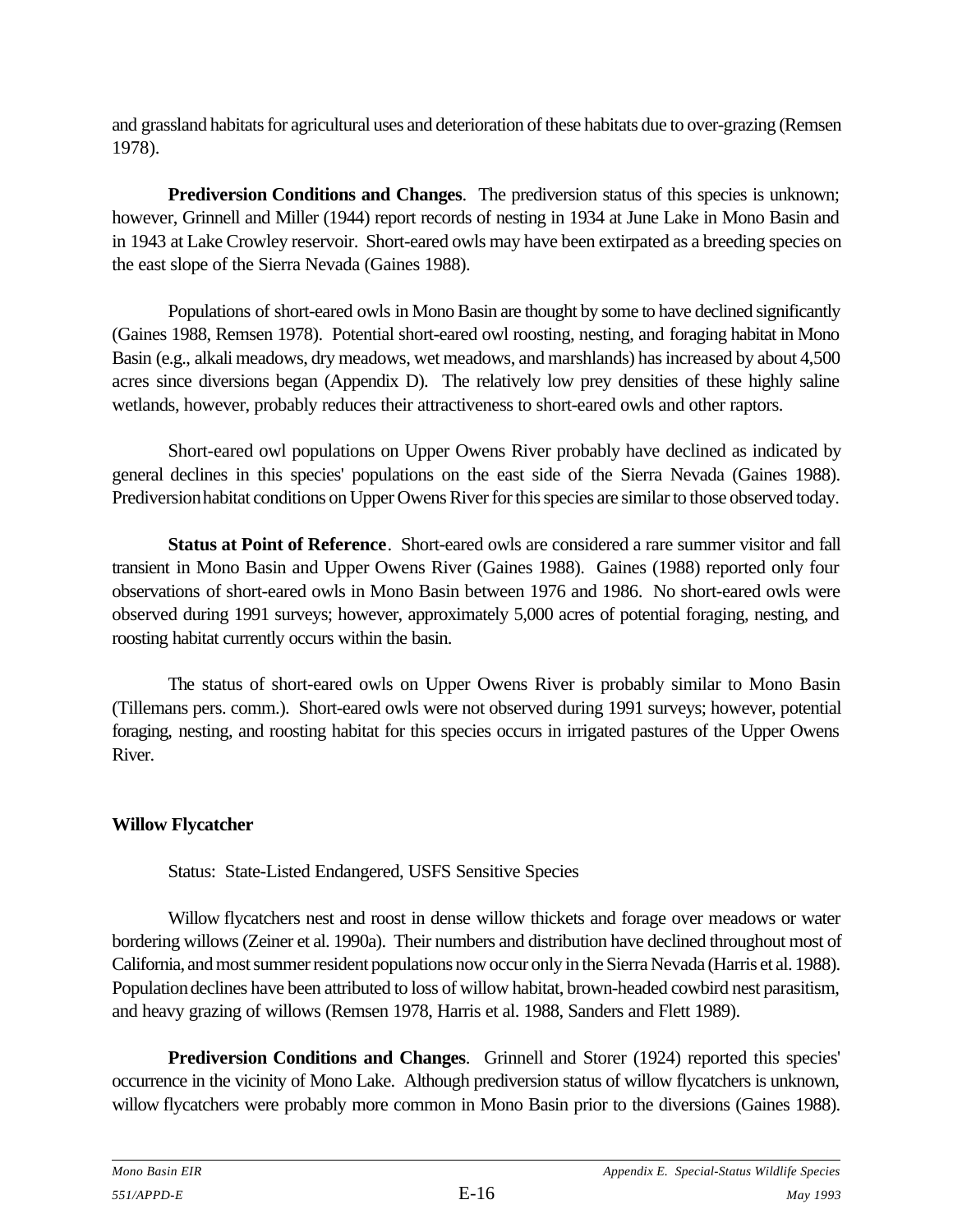and grassland habitats for agricultural uses and deterioration of these habitats due to over-grazing (Remsen 1978).

**Prediversion Conditions and Changes**. The prediversion status of this species is unknown; however, Grinnell and Miller (1944) report records of nesting in 1934 at June Lake in Mono Basin and in 1943 at Lake Crowley reservoir. Short-eared owls may have been extirpated as a breeding species on the east slope of the Sierra Nevada (Gaines 1988).

Populations of short-eared owls in Mono Basin are thought by some to have declined significantly (Gaines 1988, Remsen 1978). Potential short-eared owl roosting, nesting, and foraging habitat in Mono Basin (e.g., alkali meadows, dry meadows, wet meadows, and marshlands) has increased by about 4,500 acres since diversions began (Appendix D). The relatively low prey densities of these highly saline wetlands, however, probably reduces their attractiveness to short-eared owls and other raptors.

Short-eared owl populations on Upper Owens River probably have declined as indicated by general declines in this species' populations on the east side of the Sierra Nevada (Gaines 1988). Prediversion habitat conditions on Upper Owens River for this species are similar to those observed today.

**Status at Point of Reference**. Short-eared owls are considered a rare summer visitor and fall transient in Mono Basin and Upper Owens River (Gaines 1988). Gaines (1988) reported only four observations of short-eared owls in Mono Basin between 1976 and 1986. No short-eared owls were observed during 1991 surveys; however, approximately 5,000 acres of potential foraging, nesting, and roosting habitat currently occurs within the basin.

The status of short-eared owls on Upper Owens River is probably similar to Mono Basin (Tillemans pers. comm.). Short-eared owls were not observed during 1991 surveys; however, potential foraging, nesting, and roosting habitat for this species occurs in irrigated pastures of the Upper Owens River.

**Willow Flycatcher**

Status: State-Listed Endangered, USFS Sensitive Species

Willow flycatchers nest and roost in dense willow thickets and forage over meadows or water bordering willows (Zeiner et al. 1990a). Their numbers and distribution have declined throughout most of California, and most summer resident populations now occur only in the Sierra Nevada (Harris et al. 1988). Population declines have been attributed to loss of willow habitat, brown-headed cowbird nest parasitism, and heavy grazing of willows (Remsen 1978, Harris et al. 1988, Sanders and Flett 1989).

**Prediversion Conditions and Changes**. Grinnell and Storer (1924) reported this species' occurrence in the vicinity of Mono Lake. Although prediversion status of willow flycatchers is unknown, willow flycatchers were probably more common in Mono Basin prior to the diversions (Gaines 1988).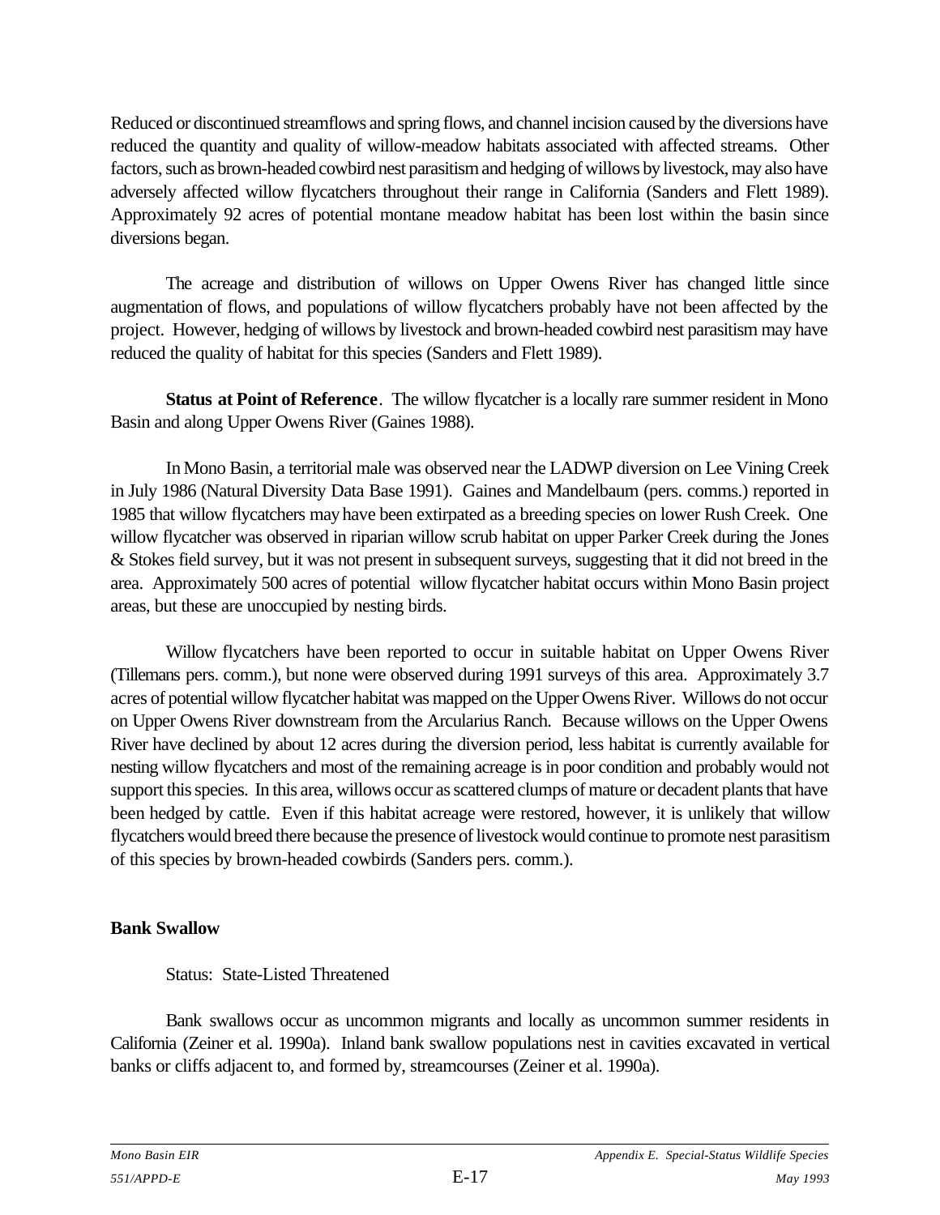Reduced or discontinued streamflows and spring flows, and channel incision caused by the diversions have reduced the quantity and quality of willow-meadow habitats associated with affected streams. Other factors, such as brown-headed cowbird nest parasitism and hedging of willows by livestock, may also have adversely affected willow flycatchers throughout their range in California (Sanders and Flett 1989). Approximately 92 acres of potential montane meadow habitat has been lost within the basin since diversions began.

The acreage and distribution of willows on Upper Owens River has changed little since augmentation of flows, and populations of willow flycatchers probably have not been affected by the project. However, hedging of willows by livestock and brown-headed cowbird nest parasitism may have reduced the quality of habitat for this species (Sanders and Flett 1989).

**Status at Point of Reference**. The willow flycatcher is a locally rare summer resident in Mono Basin and along Upper Owens River (Gaines 1988).

In Mono Basin, a territorial male was observed near the LADWP diversion on Lee Vining Creek in July 1986 (Natural Diversity Data Base 1991). Gaines and Mandelbaum (pers. comms.) reported in 1985 that willow flycatchers may have been extirpated as a breeding species on lower Rush Creek. One willow flycatcher was observed in riparian willow scrub habitat on upper Parker Creek during the Jones & Stokes field survey, but it was not present in subsequent surveys, suggesting that it did not breed in the area. Approximately 500 acres of potential willow flycatcher habitat occurs within Mono Basin project areas, but these are unoccupied by nesting birds.

Willow flycatchers have been reported to occur in suitable habitat on Upper Owens River (Tillemans pers. comm.), but none were observed during 1991 surveys of this area. Approximately 3.7 acres of potential willow flycatcher habitat was mapped on the Upper Owens River. Willows do not occur on Upper Owens River downstream from the Arcularius Ranch. Because willows on the Upper Owens River have declined by about 12 acres during the diversion period, less habitat is currently available for nesting willow flycatchers and most of the remaining acreage is in poor condition and probably would not support this species. In this area, willows occur as scattered clumps of mature or decadent plants that have been hedged by cattle. Even if this habitat acreage were restored, however, it is unlikely that willow flycatchers would breed there because the presence of livestock would continue to promote nest parasitism of this species by brown-headed cowbirds (Sanders pers. comm.).

### Bank Swallow

Status: State-Listed Threatened

Bank swallows occur as uncommon migrants and locally as uncommon summer residents in California (Zeiner et al. 1990a). Inland bank swallow populations nest in cavities excavated in vertical banks or cliffs adjacent to, and formed by, streamcourses (Zeiner et al. 1990a).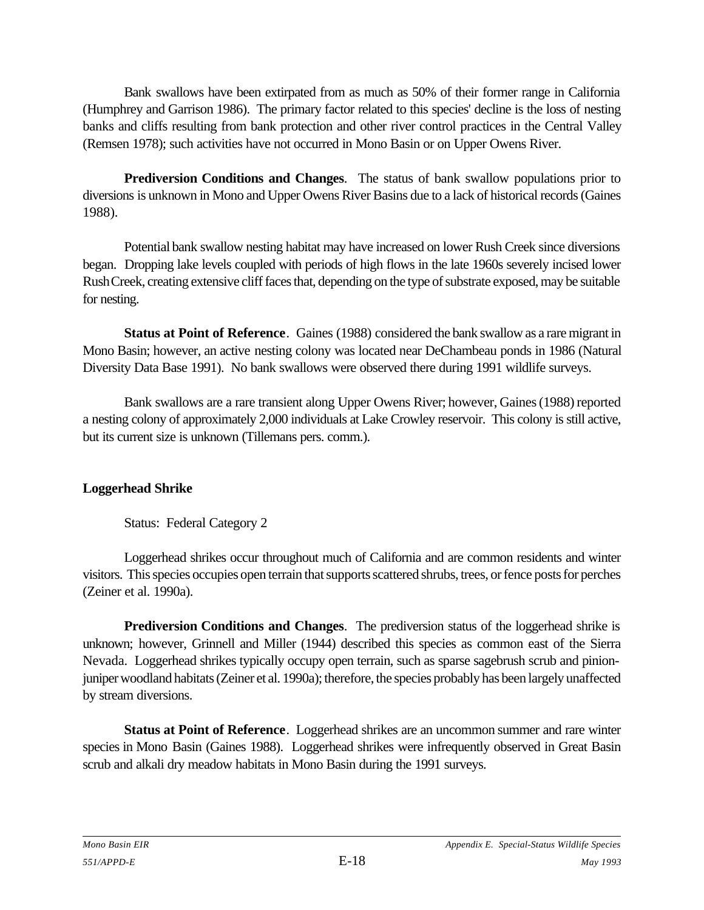Bank swallows have been extirpated from as much as 50% of their former range in California (Humphrey and Garrison 1986). The primary factor related to this species' decline is the loss of nesting banks and cliffs resulting from bank protection and other river control practices in the Central Valley (Remsen 1978); such activities have not occurred in Mono Basin or on Upper Owens River.

**Prediversion Conditions and Changes**. The status of bank swallow populations prior to diversions is unknown in Mono and Upper Owens River Basins due to a lack of historical records (Gaines 1988).

Potential bank swallow nesting habitat may have increased on lower Rush Creek since diversions began. Dropping lake levels coupled with periods of high flows in the late 1960s severely incised lower Rush Creek, creating extensive cliff faces that, depending on the type of substrate exposed, may be suitable for nesting.

**Status at Point of Reference**. Gaines (1988) considered the bank swallow as a rare migrant in Mono Basin; however, an active nesting colony was located near DeChambeau ponds in 1986 (Natural Diversity Data Base 1991). No bank swallows were observed there during 1991 wildlife surveys.

Bank swallows are a rare transient along Upper Owens River; however, Gaines (1988) reported a nesting colony of approximately 2,000 individuals at Lake Crowley reservoir. This colony is still active, but its current size is unknown (Tillemans pers. comm.).

**Loggerhead Shrike**

Status: Federal Category 2

Loggerhead shrikes occur throughout much of California and are common residents and winter visitors. This species occupies open terrain that supports scattered shrubs, trees, or fence posts for perches (Zeiner et al. 1990a).

**Prediversion Conditions and Changes**. The prediversion status of the loggerhead shrike is unknown; however, Grinnell and Miller (1944) described this species as common east of the Sierra Nevada. Loggerhead shrikes typically occupy open terrain, such as sparse sagebrush scrub and pinion-juniper woodland habitats (Zeiner et al. 1990a); therefore, the species probably has been largely unaffected by stream diversions.

**Status at Point of Reference**. Loggerhead shrikes are an uncommon summer and rare winter species in Mono Basin (Gaines 1988). Loggerhead shrikes were infrequently observed in Great Basin scrub and alkali dry meadow habitats in Mono Basin during the 1991 surveys.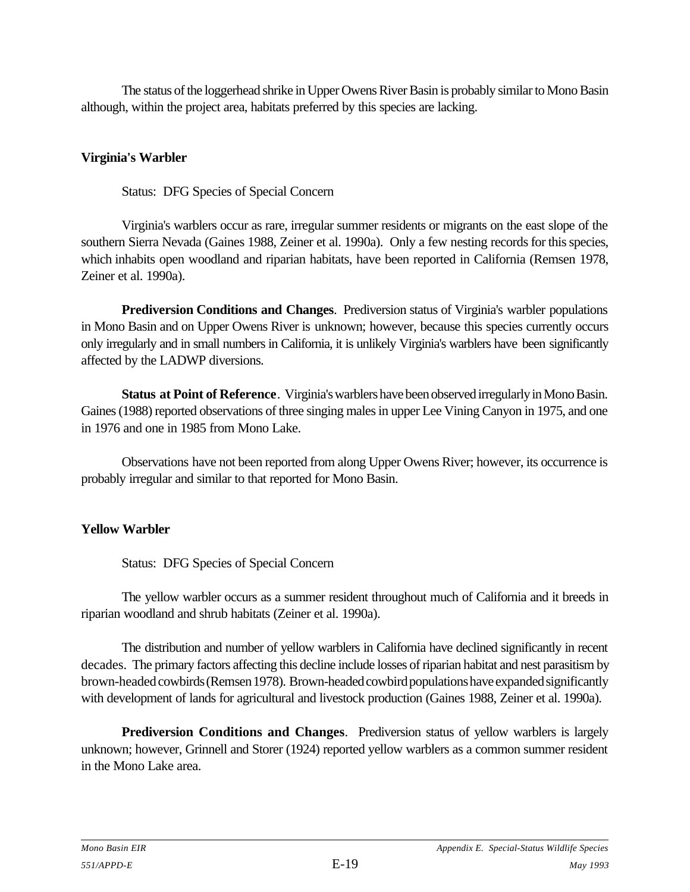The status of the loggerhead shrike in Upper Owens River Basin is probably similar to Mono Basin although, within the project area, habitats preferred by this species are lacking.

### Virginia's Warbler

Status: DFG Species of Special Concern

Virginia's warblers occur as rare, irregular summer residents or migrants on the east slope of the southern Sierra Nevada (Gaines 1988, Zeiner et al. 1990a). Only a few nesting records for this species, which inhabits open woodland and riparian habitats, have been reported in California (Remsen 1978, Zeiner et al. 1990a).

**Prediversion Conditions and Changes**. Prediversion status of Virginia's warbler populations in Mono Basin and on Upper Owens River is unknown; however, because this species currently occurs only irregularly and in small numbers in California, it is unlikely Virginia's warblers have been significantly affected by the LADWP diversions.

**Status at Point of Reference**. Virginia's warblers have been observed irregularly in Mono Basin. Gaines (1988) reported observations of three singing males in upper Lee Vining Canyon in 1975, and one in 1976 and one in 1985 from Mono Lake.

Observations have not been reported from along Upper Owens River; however, its occurrence is probably irregular and similar to that reported for Mono Basin.

### Yellow Warbler

Status: DFG Species of Special Concern

The yellow warbler occurs as a summer resident throughout much of California and it breeds in riparian woodland and shrub habitats (Zeiner et al. 1990a).

The distribution and number of yellow warblers in California have declined significantly in recent decades. The primary factors affecting this decline include losses of riparian habitat and nest parasitism by brown-headed cowbirds (Remsen 1978). Brown-headed cowbird populations have expanded significantly with development of lands for agricultural and livestock production (Gaines 1988, Zeiner et al. 1990a).

**Prediversion Conditions and Changes**. Prediversion status of yellow warblers is largely unknown; however, Grinnell and Storer (1924) reported yellow warblers as a common summer resident in the Mono Lake area.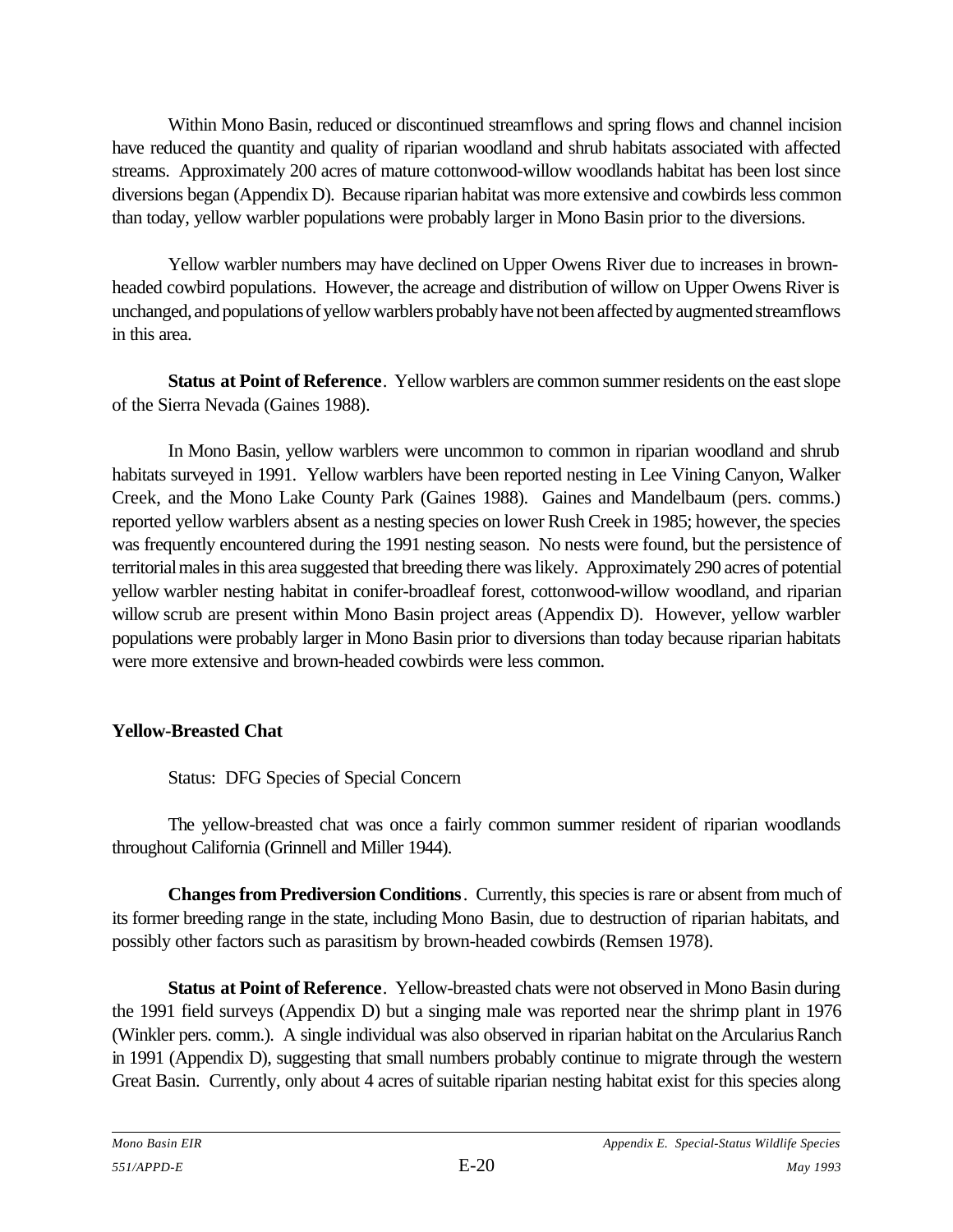Within Mono Basin, reduced or discontinued streamflows and spring flows and channel incision have reduced the quantity and quality of riparian woodland and shrub habitats associated with affected streams. Approximately 200 acres of mature cottonwood-willow woodlands habitat has been lost since diversions began (Appendix D). Because riparian habitat was more extensive and cowbirds less common than today, yellow warbler populations were probably larger in Mono Basin prior to the diversions.

Yellow warbler numbers may have declined on Upper Owens River due to increases in brown-headed cowbird populations. However, the acreage and distribution of willow on Upper Owens River is unchanged, and populations of yellow warblers probably have not been affected by augmented streamflows in this area.

**Status at Point of Reference**. Yellow warblers are common summer residents on the east slope of the Sierra Nevada (Gaines 1988).

In Mono Basin, yellow warblers were uncommon to common in riparian woodland and shrub habitats surveyed in 1991. Yellow warblers have been reported nesting in Lee Vining Canyon, Walker Creek, and the Mono Lake County Park (Gaines 1988). Gaines and Mandelbaum (pers. comms.) reported yellow warblers absent as a nesting species on lower Rush Creek in 1985; however, the species was frequently encountered during the 1991 nesting season. No nests were found, but the persistence of territorial males in this area suggested that breeding there was likely. Approximately 290 acres of potential yellow warbler nesting habitat in conifer-broadleaf forest, cottonwood-willow woodland, and riparian willow scrub are present within Mono Basin project areas (Appendix D). However, yellow warbler populations were probably larger in Mono Basin prior to diversions than today because riparian habitats were more extensive and brown-headed cowbirds were less common.

### Yellow-Breasted Chat

Status: DFG Species of Special Concern

The yellow-breasted chat was once a fairly common summer resident of riparian woodlands throughout California (Grinnell and Miller 1944).

**Changes from Prediversion Conditions**. Currently, this species is rare or absent from much of its former breeding range in the state, including Mono Basin, due to destruction of riparian habitats, and possibly other factors such as parasitism by brown-headed cowbirds (Remsen 1978).

**Status at Point of Reference**. Yellow-breasted chats were not observed in Mono Basin during the 1991 field surveys (Appendix D) but a singing male was reported near the shrimp plant in 1976 (Winkler pers. comm.). A single individual was also observed in riparian habitat on the Arcularius Ranch in 1991 (Appendix D), suggesting that small numbers probably continue to migrate through the western Great Basin. Currently, only about 4 acres of suitable riparian nesting habitat exist for this species along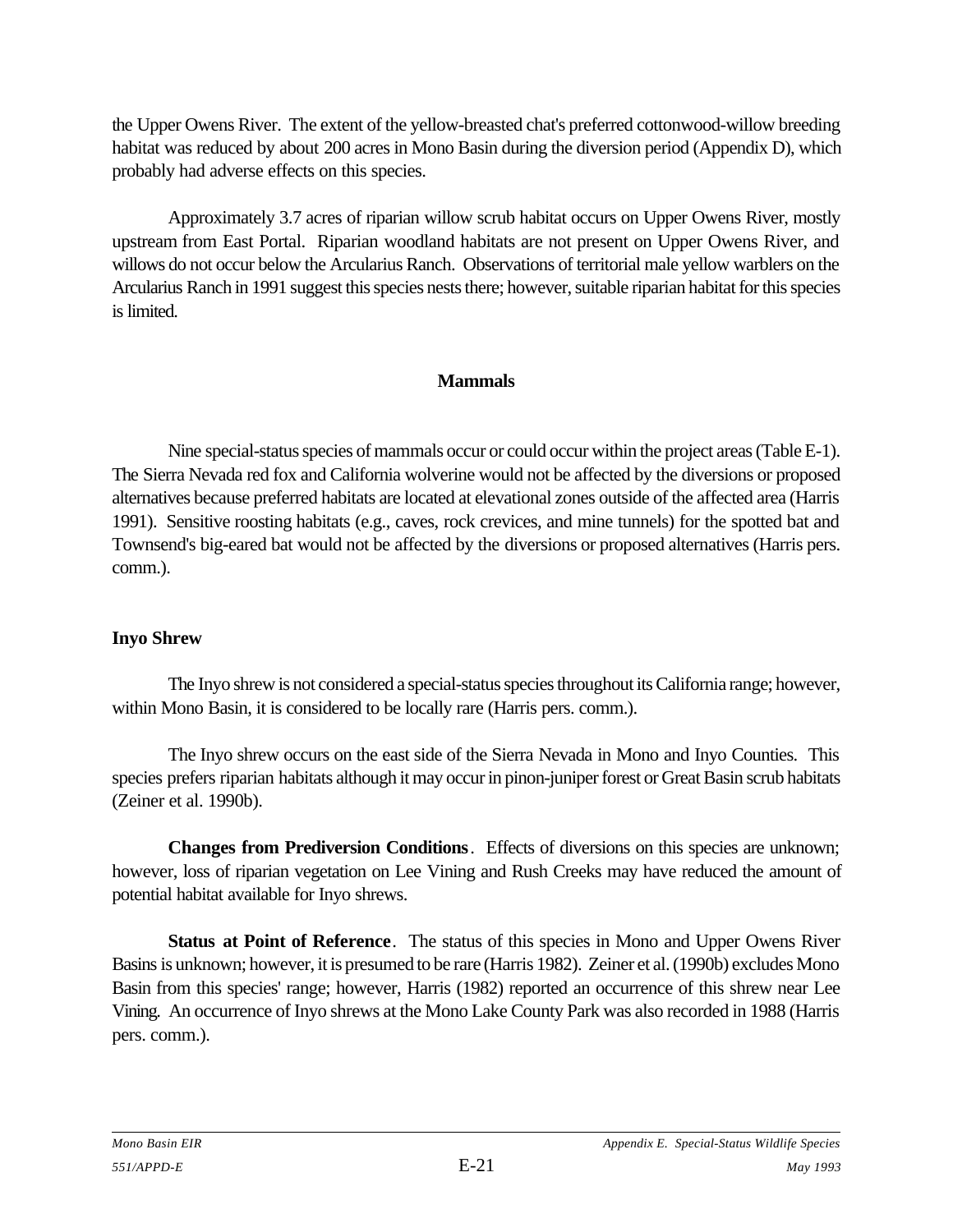the Upper Owens River. The extent of the yellow-breasted chat's preferred cottonwood-willow breeding habitat was reduced by about 200 acres in Mono Basin during the diversion period (Appendix D), which probably had adverse effects on this species.

Approximately 3.7 acres of riparian willow scrub habitat occurs on Upper Owens River, mostly upstream from East Portal. Riparian woodland habitats are not present on Upper Owens River, and willows do not occur below the Arcularius Ranch. Observations of territorial male yellow warblers on the Arcularius Ranch in 1991 suggest this species nests there; however, suitable riparian habitat for this species is limited.

## Mammals

Nine special-status species of mammals occur or could occur within the project areas (Table E-1). The Sierra Nevada red fox and California wolverine would not be affected by the diversions or proposed alternatives because preferred habitats are located at elevational zones outside of the affected area (Harris 1991). Sensitive roosting habitats (e.g., caves, rock crevices, and mine tunnels) for the spotted bat and Townsend's big-eared bat would not be affected by the diversions or proposed alternatives (Harris pers. comm.).

### Inyo Shrew

The Inyo shrew is not considered a special-status species throughout its California range; however, within Mono Basin, it is considered to be locally rare (Harris pers. comm.).

The Inyo shrew occurs on the east side of the Sierra Nevada in Mono and Inyo Counties. This species prefers riparian habitats although it may occur in pinon-juniper forest or Great Basin scrub habitats (Zeiner et al. 1990b).

**Changes from Prediversion Conditions**. Effects of diversions on this species are unknown; however, loss of riparian vegetation on Lee Vining and Rush Creeks may have reduced the amount of potential habitat available for Inyo shrews.

**Status at Point of Reference**. The status of this species in Mono and Upper Owens River Basins is unknown; however, it is presumed to be rare (Harris 1982). Zeiner et al. (1990b) excludes Mono Basin from this species' range; however, Harris (1982) reported an occurrence of this shrew near Lee Vining. An occurrence of Inyo shrews at the Mono Lake County Park was also recorded in 1988 (Harris pers. comm.).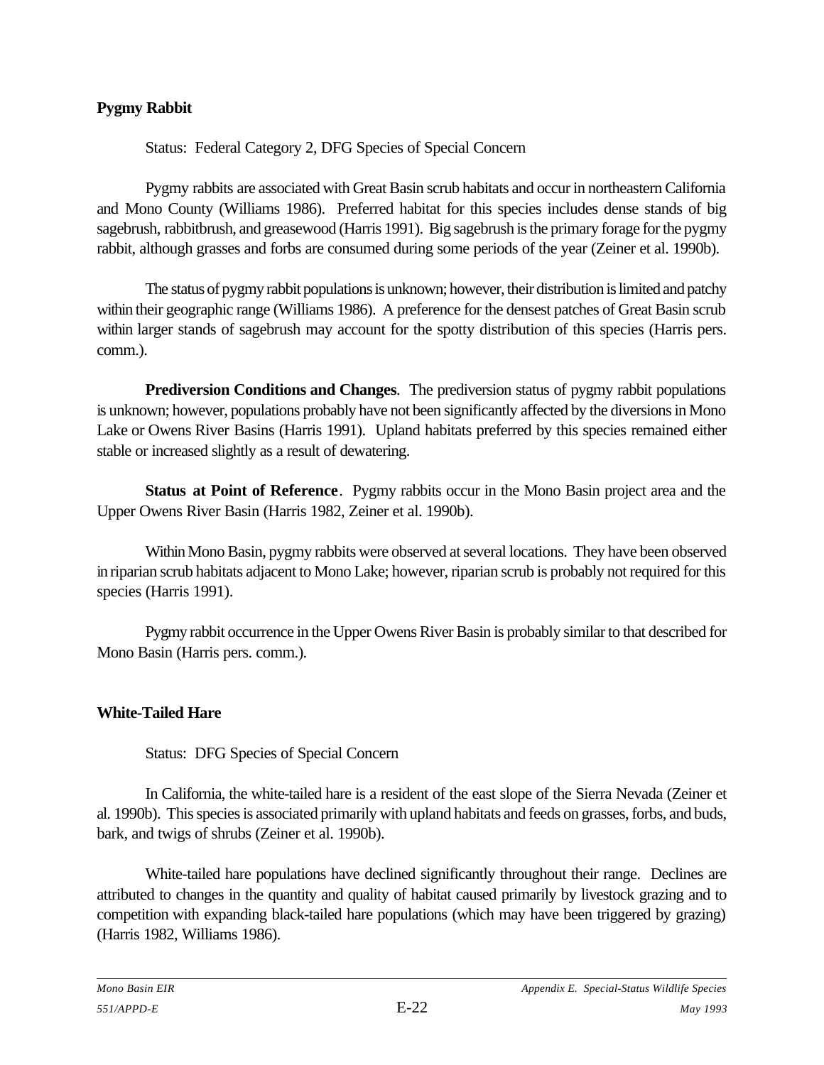### Pygmy Rabbit

Status: Federal Category 2, DFG Species of Special Concern

Pygmy rabbits are associated with Great Basin scrub habitats and occur in northeastern California and Mono County (Williams 1986). Preferred habitat for this species includes dense stands of big sagebrush, rabbitbrush, and greasewood (Harris 1991). Big sagebrush is the primary forage for the pygmy rabbit, although grasses and forbs are consumed during some periods of the year (Zeiner et al. 1990b).

The status of pygmy rabbit populations is unknown; however, their distribution is limited and patchy within their geographic range (Williams 1986). A preference for the densest patches of Great Basin scrub within larger stands of sagebrush may account for the spotty distribution of this species (Harris pers. comm.).

**Prediversion Conditions and Changes**. The prediversion status of pygmy rabbit populations is unknown; however, populations probably have not been significantly affected by the diversions in Mono Lake or Owens River Basins (Harris 1991). Upland habitats preferred by this species remained either stable or increased slightly as a result of dewatering.

**Status at Point of Reference**. Pygmy rabbits occur in the Mono Basin project area and the Upper Owens River Basin (Harris 1982, Zeiner et al. 1990b).

Within Mono Basin, pygmy rabbits were observed at several locations. They have been observed in riparian scrub habitats adjacent to Mono Lake; however, riparian scrub is probably not required for this species (Harris 1991).

Pygmy rabbit occurrence in the Upper Owens River Basin is probably similar to that described for Mono Basin (Harris pers. comm.).

### White-Tailed Hare

Status: DFG Species of Special Concern

In California, the white-tailed hare is a resident of the east slope of the Sierra Nevada (Zeiner et al. 1990b). This species is associated primarily with upland habitats and feeds on grasses, forbs, and buds, bark, and twigs of shrubs (Zeiner et al. 1990b).

White-tailed hare populations have declined significantly throughout their range. Declines are attributed to changes in the quantity and quality of habitat caused primarily by livestock grazing and to competition with expanding black-tailed hare populations (which may have been triggered by grazing) (Harris 1982, Williams 1986).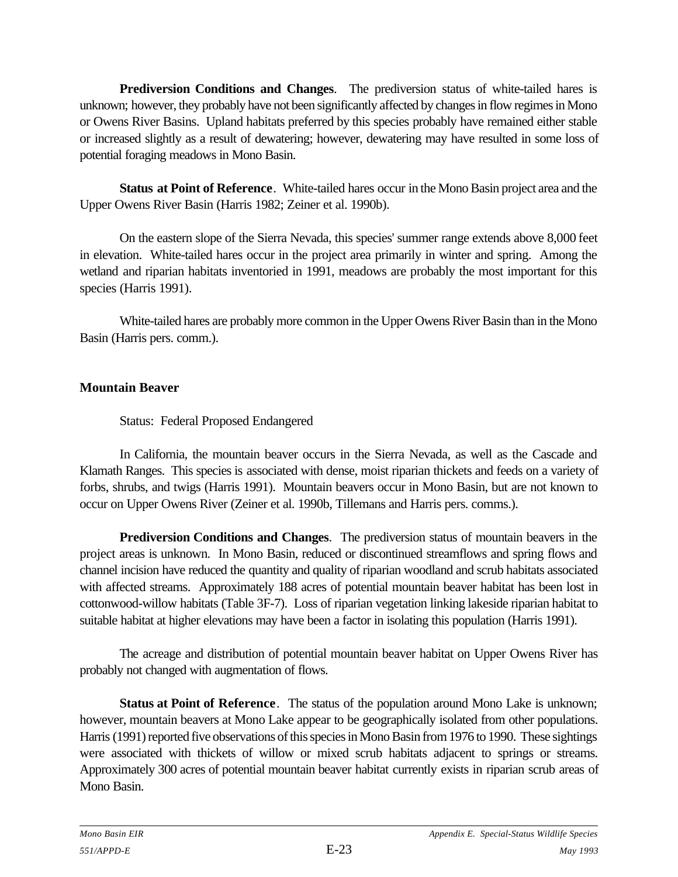**Prediversion Conditions and Changes**. The prediversion status of white-tailed hares is unknown; however, they probably have not been significantly affected by changes in flow regimes in Mono or Owens River Basins. Upland habitats preferred by this species probably have remained either stable or increased slightly as a result of dewatering; however, dewatering may have resulted in some loss of potential foraging meadows in Mono Basin.

**Status at Point of Reference**. White-tailed hares occur in the Mono Basin project area and the Upper Owens River Basin (Harris 1982; Zeiner et al. 1990b).

On the eastern slope of the Sierra Nevada, this species' summer range extends above 8,000 feet in elevation. White-tailed hares occur in the project area primarily in winter and spring. Among the wetland and riparian habitats inventoried in 1991, meadows are probably the most important for this species (Harris 1991).

White-tailed hares are probably more common in the Upper Owens River Basin than in the Mono Basin (Harris pers. comm.).

### Mountain Beaver

Status: Federal Proposed Endangered

In California, the mountain beaver occurs in the Sierra Nevada, as well as the Cascade and Klamath Ranges. This species is associated with dense, moist riparian thickets and feeds on a variety of forbs, shrubs, and twigs (Harris 1991). Mountain beavers occur in Mono Basin, but are not known to occur on Upper Owens River (Zeiner et al. 1990b, Tillemans and Harris pers. comms.).

**Prediversion Conditions and Changes**. The prediversion status of mountain beavers in the project areas is unknown. In Mono Basin, reduced or discontinued streamflows and spring flows and channel incision have reduced the quantity and quality of riparian woodland and scrub habitats associated with affected streams. Approximately 188 acres of potential mountain beaver habitat has been lost in cottonwood-willow habitats (Table 3F-7). Loss of riparian vegetation linking lakeside riparian habitat to suitable habitat at higher elevations may have been a factor in isolating this population (Harris 1991).

The acreage and distribution of potential mountain beaver habitat on Upper Owens River has probably not changed with augmentation of flows.

**Status at Point of Reference**. The status of the population around Mono Lake is unknown; however, mountain beavers at Mono Lake appear to be geographically isolated from other populations. Harris (1991) reported five observations of this species in Mono Basin from 1976 to 1990. These sightings were associated with thickets of willow or mixed scrub habitats adjacent to springs or streams. Approximately 300 acres of potential mountain beaver habitat currently exists in riparian scrub areas of Mono Basin.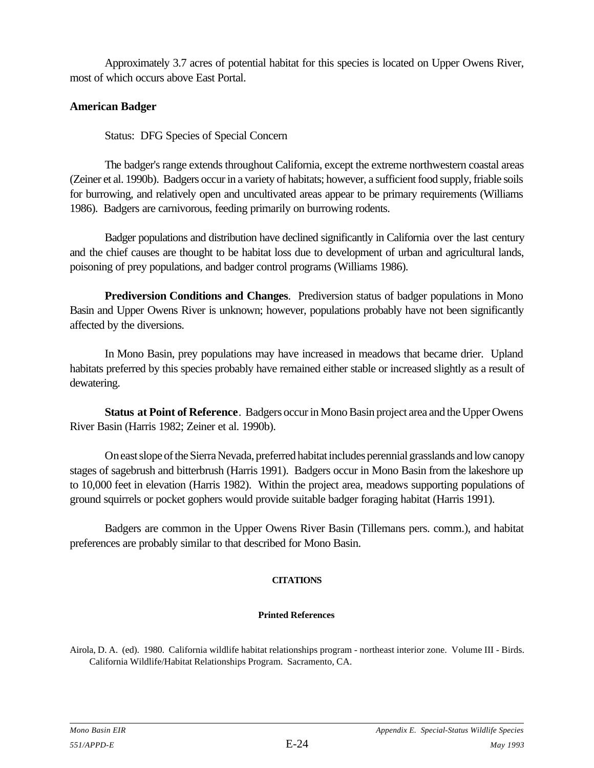Approximately 3.7 acres of potential habitat for this species is located on Upper Owens River, most of which occurs above East Portal.

## American Badger

Status: DFG Species of Special Concern

The badger's range extends throughout California, except the extreme northwestern coastal areas (Zeiner et al. 1990b). Badgers occur in a variety of habitats; however, a sufficient food supply, friable soils for burrowing, and relatively open and uncultivated areas appear to be primary requirements (Williams 1986). Badgers are carnivorous, feeding primarily on burrowing rodents.

Badger populations and distribution have declined significantly in California over the last century and the chief causes are thought to be habitat loss due to development of urban and agricultural lands, poisoning of prey populations, and badger control programs (Williams 1986).

**Prediversion Conditions and Changes**. Prediversion status of badger populations in Mono Basin and Upper Owens River is unknown; however, populations probably have not been significantly affected by the diversions.

In Mono Basin, prey populations may have increased in meadows that became drier. Upland habitats preferred by this species probably have remained either stable or increased slightly as a result of dewatering.

**Status at Point of Reference**. Badgers occur in Mono Basin project area and the Upper Owens River Basin (Harris 1982; Zeiner et al. 1990b).

On east slope of the Sierra Nevada, preferred habitat includes perennial grasslands and low canopy stages of sagebrush and bitterbrush (Harris 1991). Badgers occur in Mono Basin from the lakeshore up to 10,000 feet in elevation (Harris 1982). Within the project area, meadows supporting populations of ground squirrels or pocket gophers would provide suitable badger foraging habitat (Harris 1991).

Badgers are common in the Upper Owens River Basin (Tillemans pers. comm.), and habitat preferences are probably similar to that described for Mono Basin.

### CITATIONS

#### Printed References

Airola, D. A. (ed). 1980. California wildlife habitat relationships program - northeast interior zone. Volume III - Birds. California Wildlife/Habitat Relationships Program. Sacramento, CA.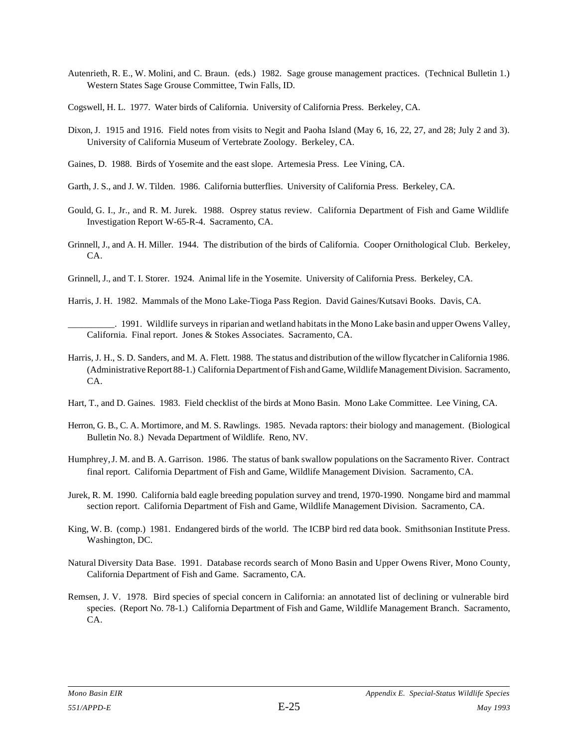Autenrieth, R. E., W. Molini, and C. Braun. (eds.) 1982. Sage grouse management practices. (Technical Bulletin 1.) Western States Sage Grouse Committee, Twin Falls, ID.

Cogswell, H. L. 1977. Water birds of California. University of California Press. Berkeley, CA.

Dixon, J. 1915 and 1916. Field notes from visits to Negit and Paoha Island (May 6, 16, 22, 27, and 28; July 2 and 3). University of California Museum of Vertebrate Zoology. Berkeley, CA.

Gaines, D. 1988. Birds of Yosemite and the east slope. Artemesia Press. Lee Vining, CA.

Garth, J. S., and J. W. Tilden. 1986. California butterflies. University of California Press. Berkeley, CA.

Gould, G. I., Jr., and R. M. Jurek. 1988. Osprey status review. California Department of Fish and Game Wildlife Investigation Report W-65-R-4. Sacramento, CA.

Grinnell, J., and A. H. Miller. 1944. The distribution of the birds of California. Cooper Ornithological Club. Berkeley, CA.

Grinnell, J., and T. I. Storer. 1924. Animal life in the Yosemite. University of California Press. Berkeley, CA.

Harris, J. H. 1982. Mammals of the Mono Lake-Tioga Pass Region. David Gaines/Kutsavi Books. Davis, CA.

__________. 1991. Wildlife surveys in riparian and wetland habitats in the Mono Lake basin and upper Owens Valley, California. Final report. Jones & Stokes Associates. Sacramento, CA.

Harris, J. H., S. D. Sanders, and M. A. Flett. 1988. The status and distribution of the willow flycatcher in California 1986. (Administrative Report 88-1.) California Department of Fish and Game, Wildlife Management Division. Sacramento, CA.

Hart, T., and D. Gaines. 1983. Field checklist of the birds at Mono Basin. Mono Lake Committee. Lee Vining, CA.

Herron, G. B., C. A. Mortimore, and M. S. Rawlings. 1985. Nevada raptors: their biology and management. (Biological Bulletin No. 8.) Nevada Department of Wildlife. Reno, NV.

Humphrey, J. M. and B. A. Garrison. 1986. The status of bank swallow populations on the Sacramento River. Contract final report. California Department of Fish and Game, Wildlife Management Division. Sacramento, CA.

Jurek, R. M. 1990. California bald eagle breeding population survey and trend, 1970-1990. Nongame bird and mammal section report. California Department of Fish and Game, Wildlife Management Division. Sacramento, CA.

King, W. B. (comp.) 1981. Endangered birds of the world. The ICBP bird red data book. Smithsonian Institute Press. Washington, DC.

Natural Diversity Data Base. 1991. Database records search of Mono Basin and Upper Owens River, Mono County, California Department of Fish and Game. Sacramento, CA.

Remsen, J. V. 1978. Bird species of special concern in California: an annotated list of declining or vulnerable bird species. (Report No. 78-1.) California Department of Fish and Game, Wildlife Management Branch. Sacramento, CA.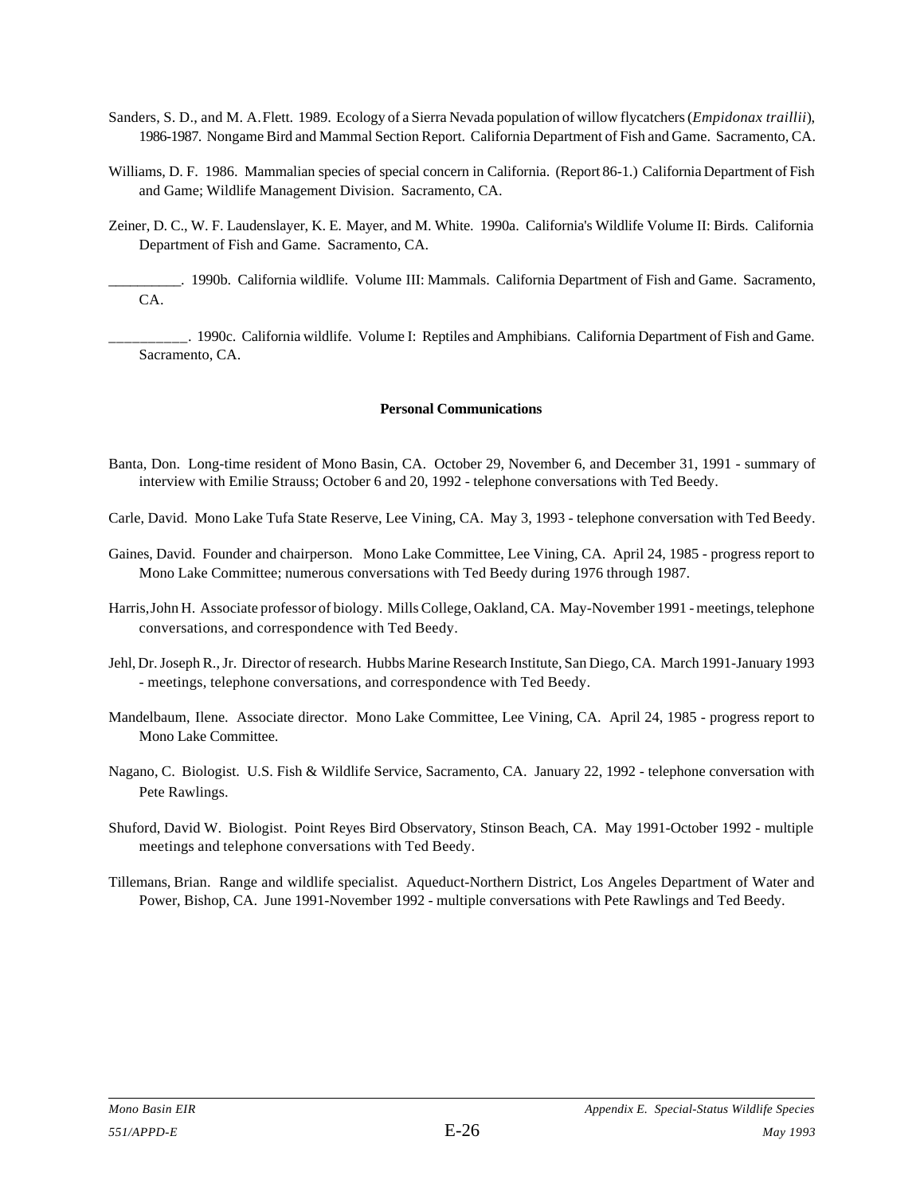Sanders, S. D., and M. A. Flett. 1989. Ecology of a Sierra Nevada population of willow flycatchers (*Empidonax traillii*), 1986-1987. Nongame Bird and Mammal Section Report. California Department of Fish and Game. Sacramento, CA.

Williams, D. F. 1986. Mammalian species of special concern in California. (Report 86-1.) California Department of Fish and Game; Wildlife Management Division. Sacramento, CA.

Zeiner, D. C., W. F. Laudenslayer, K. E. Mayer, and M. White. 1990a. California's Wildlife Volume II: Birds. California Department of Fish and Game. Sacramento, CA.

__________. 1990b. California wildlife. Volume III: Mammals. California Department of Fish and Game. Sacramento, CA.

___________. 1990c. California wildlife. Volume I: Reptiles and Amphibians. California Department of Fish and Game. Sacramento, CA.

**Personal Communications**

Banta, Don. Long-time resident of Mono Basin, CA. October 29, November 6, and December 31, 1991 - summary of interview with Emilie Strauss; October 6 and 20, 1992 - telephone conversations with Ted Beedy.

Carle, David. Mono Lake Tufa State Reserve, Lee Vining, CA. May 3, 1993 - telephone conversation with Ted Beedy.

Gaines, David. Founder and chairperson. Mono Lake Committee, Lee Vining, CA. April 24, 1985 - progress report to Mono Lake Committee; numerous conversations with Ted Beedy during 1976 through 1987.

Harris, John H. Associate professor of biology. Mills College, Oakland, CA. May-November 1991 - meetings, telephone conversations, and correspondence with Ted Beedy.

Jehl, Dr. Joseph R., Jr. Director of research. Hubbs Marine Research Institute, San Diego, CA. March 1991-January 1993 - meetings, telephone conversations, and correspondence with Ted Beedy.

Mandelbaum, Ilene. Associate director. Mono Lake Committee, Lee Vining, CA. April 24, 1985 - progress report to Mono Lake Committee.

Nagano, C. Biologist. U.S. Fish & Wildlife Service, Sacramento, CA. January 22, 1992 - telephone conversation with Pete Rawlings.

Shuford, David W. Biologist. Point Reyes Bird Observatory, Stinson Beach, CA. May 1991-October 1992 - multiple meetings and telephone conversations with Ted Beedy.

Tillemans, Brian. Range and wildlife specialist. Aqueduct-Northern District, Los Angeles Department of Water and Power, Bishop, CA. June 1991-November 1992 - multiple conversations with Pete Rawlings and Ted Beedy.